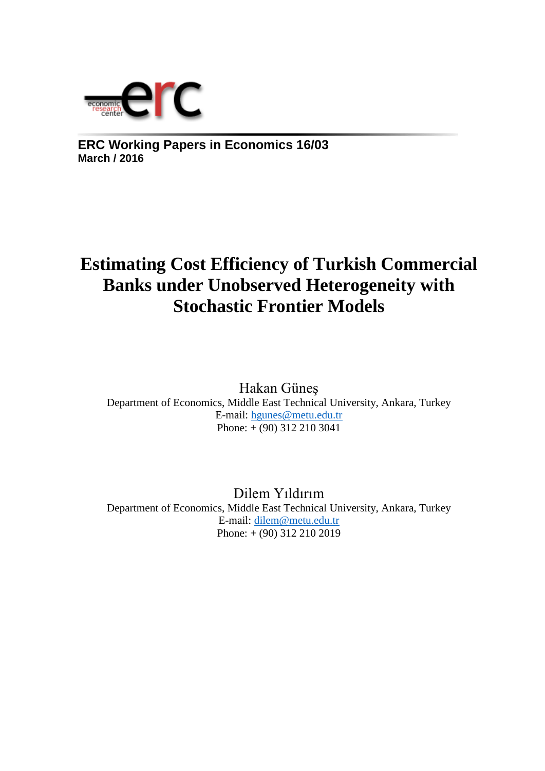**ERC Working Papers in Economics 16/03**
**March / 2016**

# Estimating Cost Efficiency of Turkish Commercial Banks under Unobserved Heterogeneity with Stochastic Frontier Models

Hakan Güneş
Department of Economics, Middle East Technical University, Ankara, Turkey
E-mail: hgunes@metu.edu.tr
Phone: + (90) 312 210 3041

Dilem Yıldırım
Department of Economics, Middle East Technical University, Ankara, Turkey
E-mail: dilem@metu.edu.tr
Phone: + (90) 312 210 2019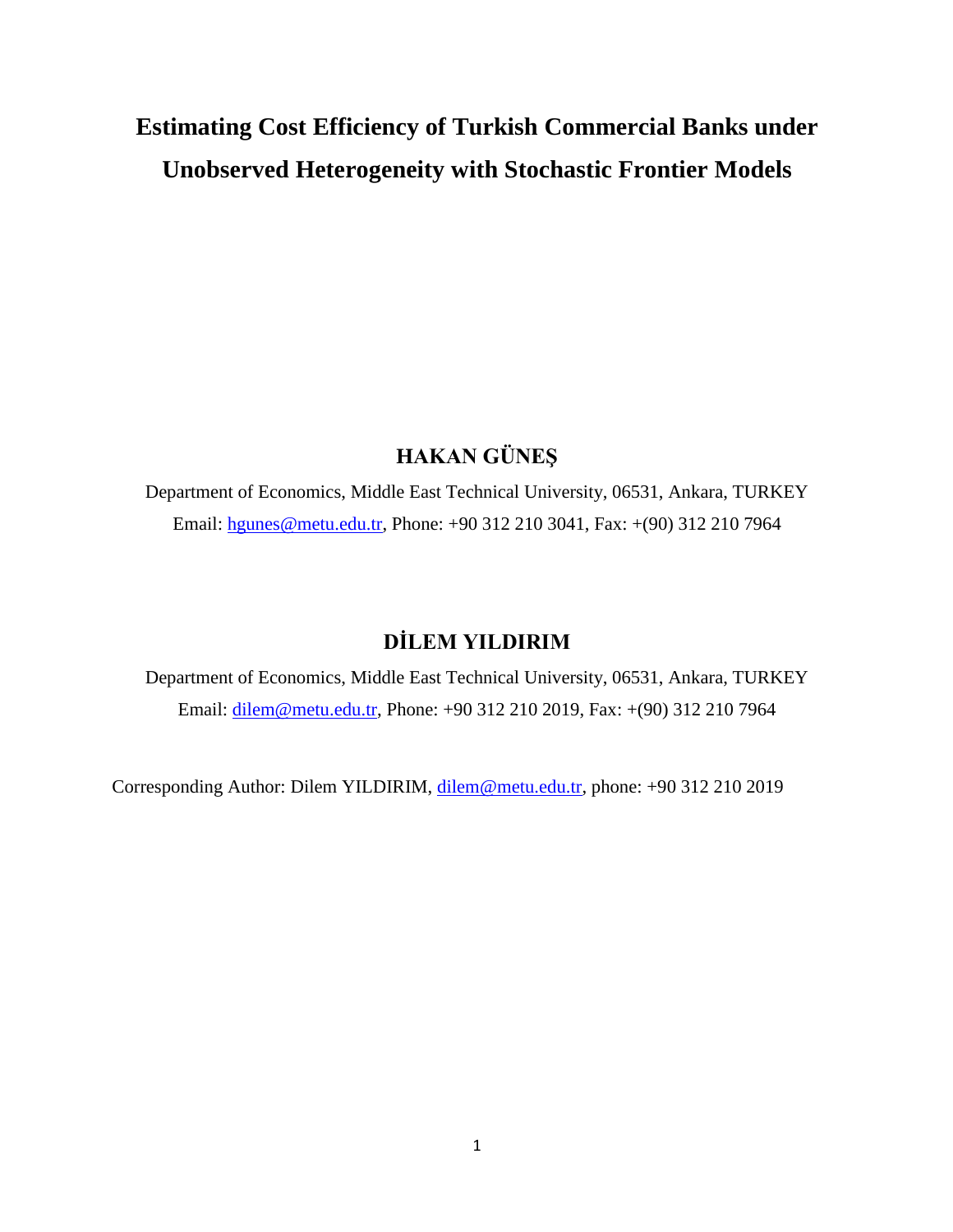# Estimating Cost Efficiency of Turkish Commercial Banks under Unobserved Heterogeneity with Stochastic Frontier Models

**HAKAN GÜNEŞ**

Department of Economics, Middle East Technical University, 06531, Ankara, TURKEY

Email: hgunes@metu.edu.tr, Phone: +90 312 210 3041, Fax: +(90) 312 210 7964

**DİLEM YILDIRIM**

Department of Economics, Middle East Technical University, 06531, Ankara, TURKEY

Email: dilem@metu.edu.tr, Phone: +90 312 210 2019, Fax: +(90) 312 210 7964

Corresponding Author: Dilem YILDIRIM, dilem@metu.edu.tr, phone: +90 312 210 2019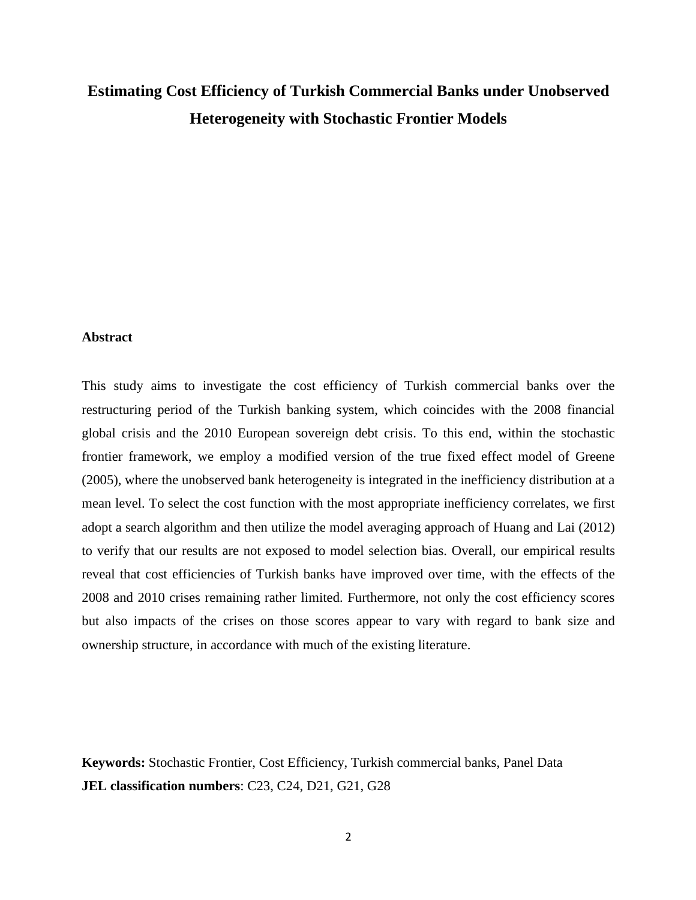# Estimating Cost Efficiency of Turkish Commercial Banks under Unobserved Heterogeneity with Stochastic Frontier Models

**Abstract**

This study aims to investigate the cost efficiency of Turkish commercial banks over the restructuring period of the Turkish banking system, which coincides with the 2008 financial global crisis and the 2010 European sovereign debt crisis. To this end, within the stochastic frontier framework, we employ a modified version of the true fixed effect model of Greene (2005), where the unobserved bank heterogeneity is integrated in the inefficiency distribution at a mean level. To select the cost function with the most appropriate inefficiency correlates, we first adopt a search algorithm and then utilize the model averaging approach of Huang and Lai (2012) to verify that our results are not exposed to model selection bias. Overall, our empirical results reveal that cost efficiencies of Turkish banks have improved over time, with the effects of the 2008 and 2010 crises remaining rather limited. Furthermore, not only the cost efficiency scores but also impacts of the crises on those scores appear to vary with regard to bank size and ownership structure, in accordance with much of the existing literature.

**Keywords:** Stochastic Frontier, Cost Efficiency, Turkish commercial banks, Panel Data

**JEL classification numbers**: C23, C24, D21, G21, G28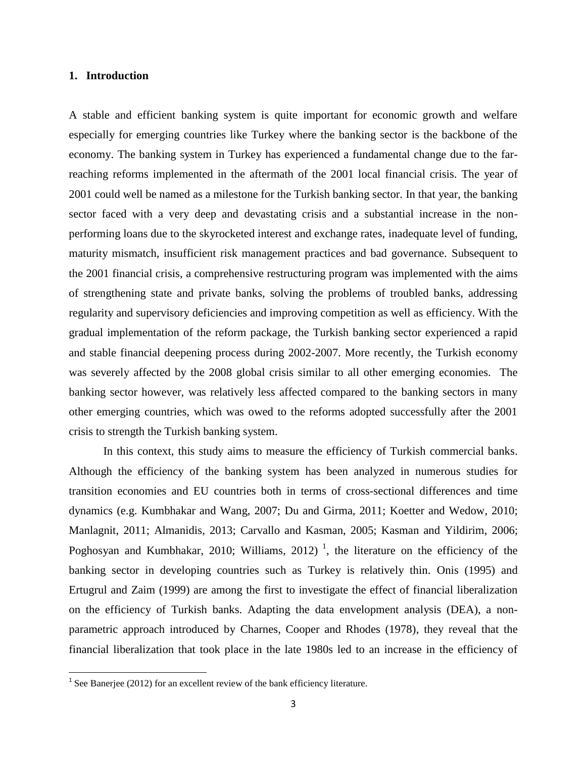## 1. Introduction

A stable and efficient banking system is quite important for economic growth and welfare especially for emerging countries like Turkey where the banking sector is the backbone of the economy. The banking system in Turkey has experienced a fundamental change due to the far-reaching reforms implemented in the aftermath of the 2001 local financial crisis. The year of 2001 could well be named as a milestone for the Turkish banking sector. In that year, the banking sector faced with a very deep and devastating crisis and a substantial increase in the non-performing loans due to the skyrocketed interest and exchange rates, inadequate level of funding, maturity mismatch, insufficient risk management practices and bad governance. Subsequent to the 2001 financial crisis, a comprehensive restructuring program was implemented with the aims of strengthening state and private banks, solving the problems of troubled banks, addressing regularity and supervisory deficiencies and improving competition as well as efficiency. With the gradual implementation of the reform package, the Turkish banking sector experienced a rapid and stable financial deepening process during 2002-2007. More recently, the Turkish economy was severely affected by the 2008 global crisis similar to all other emerging economies. The banking sector however, was relatively less affected compared to the banking sectors in many other emerging countries, which was owed to the reforms adopted successfully after the 2001 crisis to strength the Turkish banking system.

In this context, this study aims to measure the efficiency of Turkish commercial banks. Although the efficiency of the banking system has been analyzed in numerous studies for transition economies and EU countries both in terms of cross-sectional differences and time dynamics (e.g. Kumbhakar and Wang, 2007; Du and Girma, 2011; Koetter and Wedow, 2010; Manlagnit, 2011; Almanidis, 2013; Carvallo and Kasman, 2005; Kasman and Yildirim, 2006; Poghosyan and Kumbhakar, 2010; Williams, 2012) [1], the literature on the efficiency of the banking sector in developing countries such as Turkey is relatively thin. Onis (1995) and Ertugrul and Zaim (1999) are among the first to investigate the effect of financial liberalization on the efficiency of Turkish banks. Adapting the data envelopment analysis (DEA), a non-parametric approach introduced by Charnes, Cooper and Rhodes (1978), they reveal that the financial liberalization that took place in the late 1980s led to an increase in the efficiency of

[1] See Banerjee (2012) for an excellent review of the bank efficiency literature.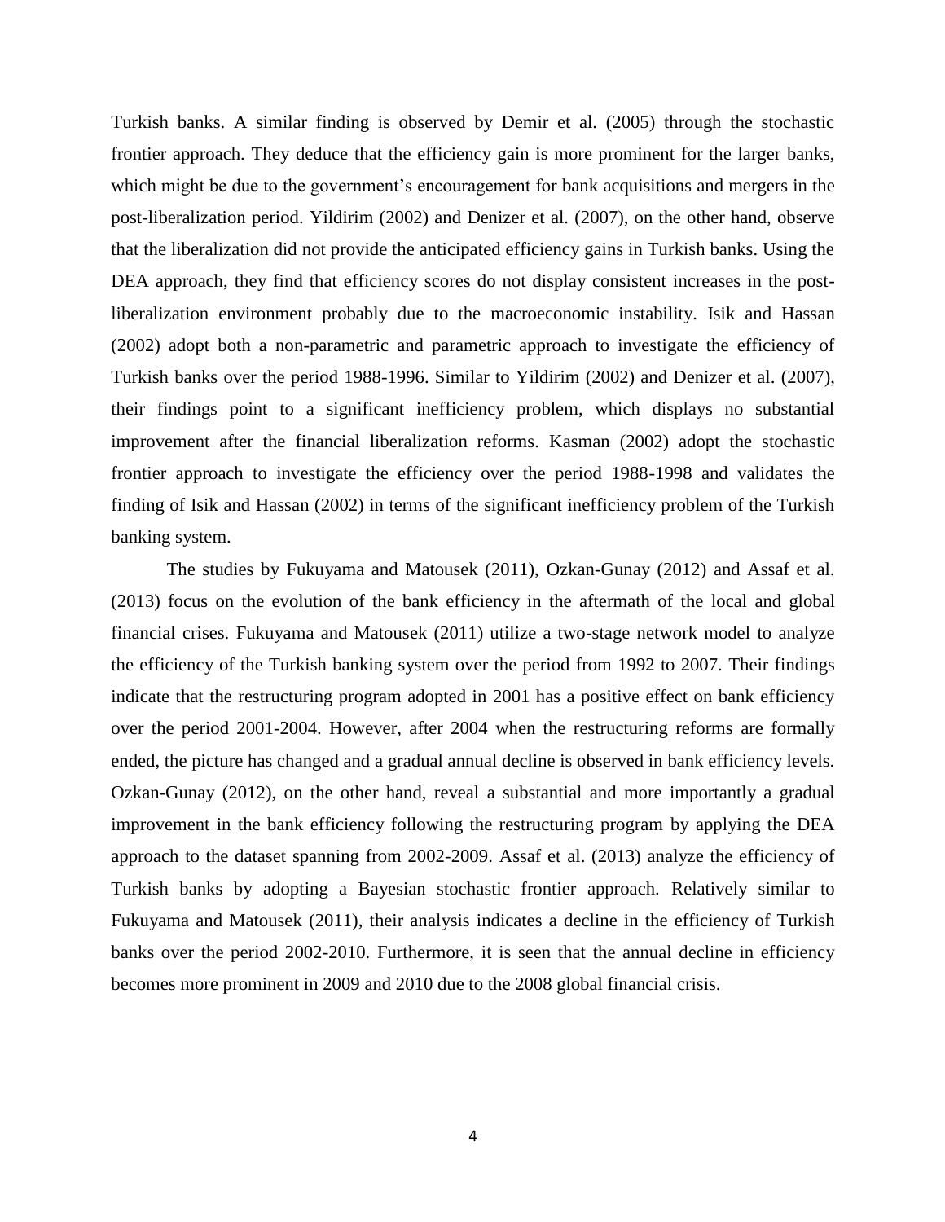Turkish banks. A similar finding is observed by Demir et al. (2005) through the stochastic frontier approach. They deduce that the efficiency gain is more prominent for the larger banks, which might be due to the government's encouragement for bank acquisitions and mergers in the post-liberalization period. Yildirim (2002) and Denizer et al. (2007), on the other hand, observe that the liberalization did not provide the anticipated efficiency gains in Turkish banks. Using the DEA approach, they find that efficiency scores do not display consistent increases in the post-liberalization environment probably due to the macroeconomic instability. Isik and Hassan (2002) adopt both a non-parametric and parametric approach to investigate the efficiency of Turkish banks over the period 1988-1996. Similar to Yildirim (2002) and Denizer et al. (2007), their findings point to a significant inefficiency problem, which displays no substantial improvement after the financial liberalization reforms. Kasman (2002) adopt the stochastic frontier approach to investigate the efficiency over the period 1988-1998 and validates the finding of Isik and Hassan (2002) in terms of the significant inefficiency problem of the Turkish banking system.

The studies by Fukuyama and Matousek (2011), Ozkan-Gunay (2012) and Assaf et al. (2013) focus on the evolution of the bank efficiency in the aftermath of the local and global financial crises. Fukuyama and Matousek (2011) utilize a two-stage network model to analyze the efficiency of the Turkish banking system over the period from 1992 to 2007. Their findings indicate that the restructuring program adopted in 2001 has a positive effect on bank efficiency over the period 2001-2004. However, after 2004 when the restructuring reforms are formally ended, the picture has changed and a gradual annual decline is observed in bank efficiency levels. Ozkan-Gunay (2012), on the other hand, reveal a substantial and more importantly a gradual improvement in the bank efficiency following the restructuring program by applying the DEA approach to the dataset spanning from 2002-2009. Assaf et al. (2013) analyze the efficiency of Turkish banks by adopting a Bayesian stochastic frontier approach. Relatively similar to Fukuyama and Matousek (2011), their analysis indicates a decline in the efficiency of Turkish banks over the period 2002-2010. Furthermore, it is seen that the annual decline in efficiency becomes more prominent in 2009 and 2010 due to the 2008 global financial crisis.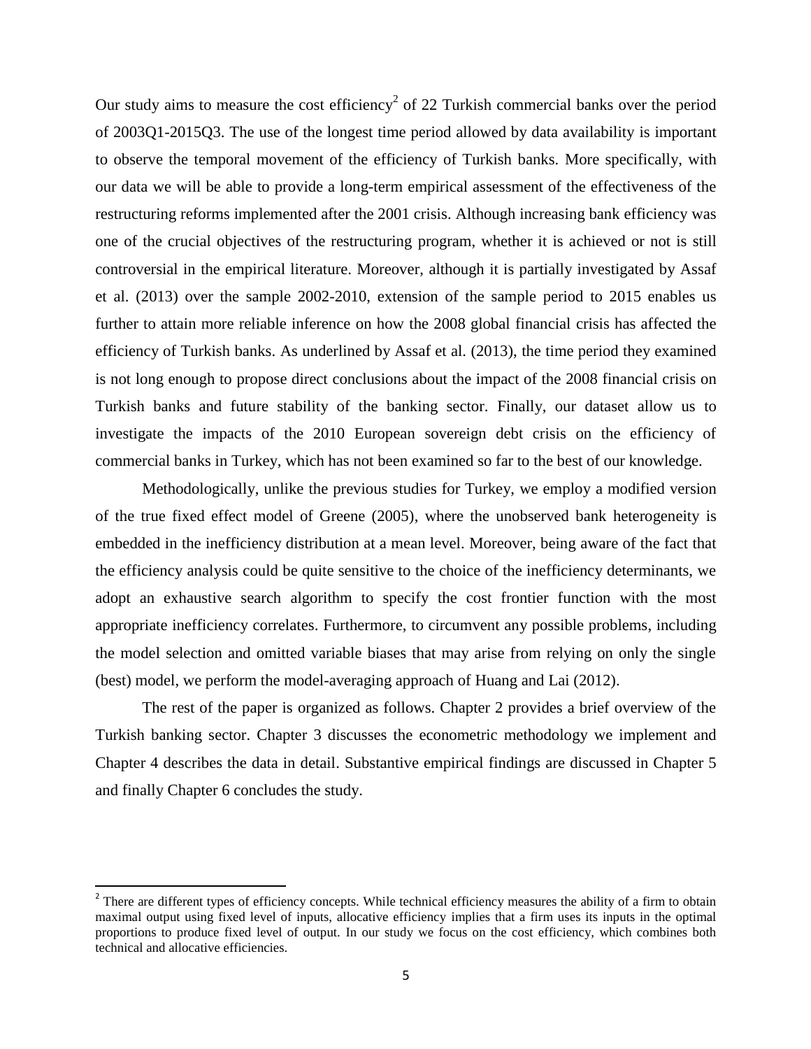Our study aims to measure the cost efficiency[2] of 22 Turkish commercial banks over the period of 2003Q1-2015Q3. The use of the longest time period allowed by data availability is important to observe the temporal movement of the efficiency of Turkish banks. More specifically, with our data we will be able to provide a long-term empirical assessment of the effectiveness of the restructuring reforms implemented after the 2001 crisis. Although increasing bank efficiency was one of the crucial objectives of the restructuring program, whether it is achieved or not is still controversial in the empirical literature. Moreover, although it is partially investigated by Assaf et al. (2013) over the sample 2002-2010, extension of the sample period to 2015 enables us further to attain more reliable inference on how the 2008 global financial crisis has affected the efficiency of Turkish banks. As underlined by Assaf et al. (2013), the time period they examined is not long enough to propose direct conclusions about the impact of the 2008 financial crisis on Turkish banks and future stability of the banking sector. Finally, our dataset allow us to investigate the impacts of the 2010 European sovereign debt crisis on the efficiency of commercial banks in Turkey, which has not been examined so far to the best of our knowledge.

Methodologically, unlike the previous studies for Turkey, we employ a modified version of the true fixed effect model of Greene (2005), where the unobserved bank heterogeneity is embedded in the inefficiency distribution at a mean level. Moreover, being aware of the fact that the efficiency analysis could be quite sensitive to the choice of the inefficiency determinants, we adopt an exhaustive search algorithm to specify the cost frontier function with the most appropriate inefficiency correlates. Furthermore, to circumvent any possible problems, including the model selection and omitted variable biases that may arise from relying on only the single (best) model, we perform the model-averaging approach of Huang and Lai (2012).

The rest of the paper is organized as follows. Chapter 2 provides a brief overview of the Turkish banking sector. Chapter 3 discusses the econometric methodology we implement and Chapter 4 describes the data in detail. Substantive empirical findings are discussed in Chapter 5 and finally Chapter 6 concludes the study.

[2] There are different types of efficiency concepts. While technical efficiency measures the ability of a firm to obtain maximal output using fixed level of inputs, allocative efficiency implies that a firm uses its inputs in the optimal proportions to produce fixed level of output. In our study we focus on the cost efficiency, which combines both technical and allocative efficiencies.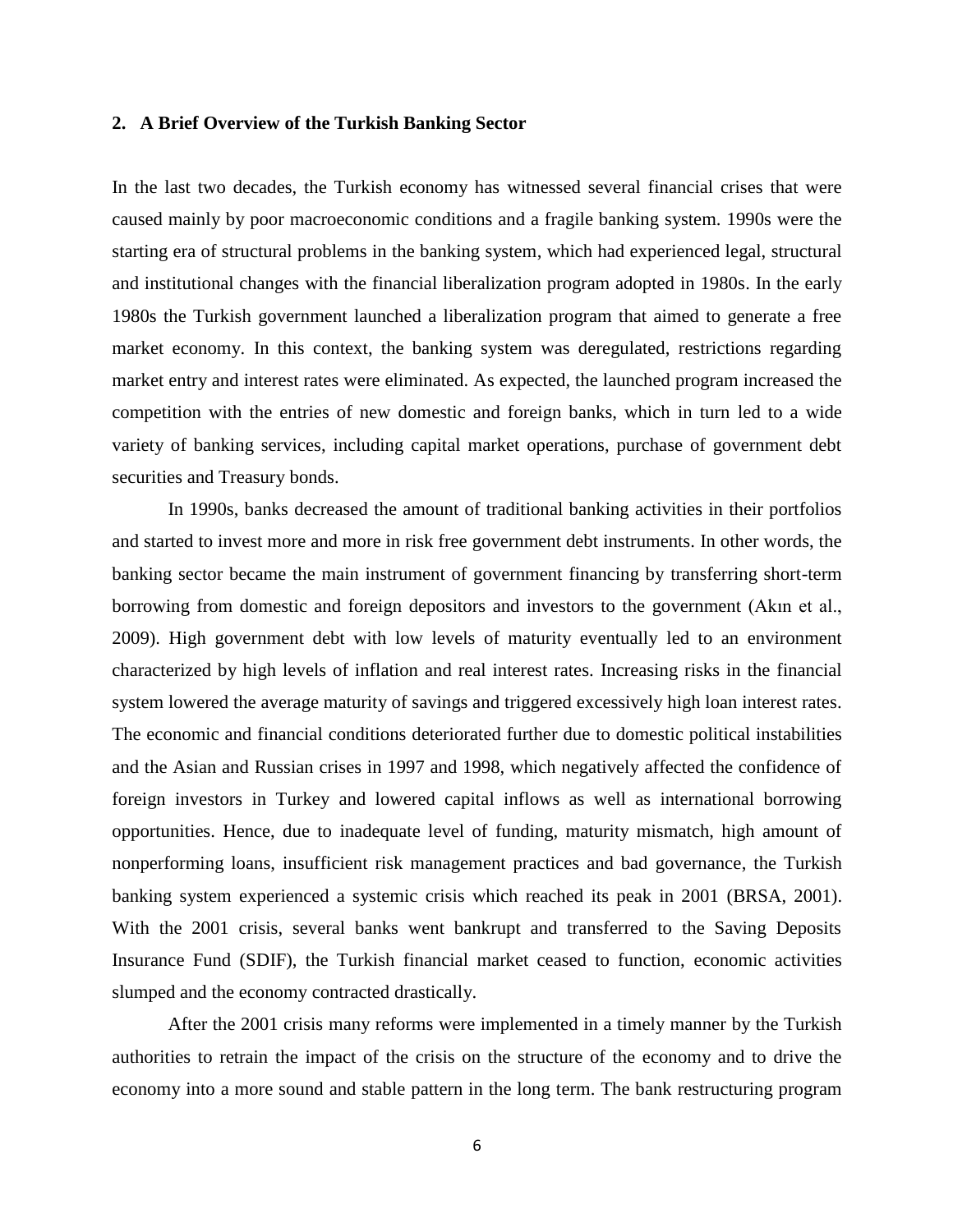## 2. A Brief Overview of the Turkish Banking Sector

In the last two decades, the Turkish economy has witnessed several financial crises that were caused mainly by poor macroeconomic conditions and a fragile banking system. 1990s were the starting era of structural problems in the banking system, which had experienced legal, structural and institutional changes with the financial liberalization program adopted in 1980s. In the early 1980s the Turkish government launched a liberalization program that aimed to generate a free market economy. In this context, the banking system was deregulated, restrictions regarding market entry and interest rates were eliminated. As expected, the launched program increased the competition with the entries of new domestic and foreign banks, which in turn led to a wide variety of banking services, including capital market operations, purchase of government debt securities and Treasury bonds.

In 1990s, banks decreased the amount of traditional banking activities in their portfolios and started to invest more and more in risk free government debt instruments. In other words, the banking sector became the main instrument of government financing by transferring short-term borrowing from domestic and foreign depositors and investors to the government (Akın et al., 2009). High government debt with low levels of maturity eventually led to an environment characterized by high levels of inflation and real interest rates. Increasing risks in the financial system lowered the average maturity of savings and triggered excessively high loan interest rates. The economic and financial conditions deteriorated further due to domestic political instabilities and the Asian and Russian crises in 1997 and 1998, which negatively affected the confidence of foreign investors in Turkey and lowered capital inflows as well as international borrowing opportunities. Hence, due to inadequate level of funding, maturity mismatch, high amount of nonperforming loans, insufficient risk management practices and bad governance, the Turkish banking system experienced a systemic crisis which reached its peak in 2001 (BRSA, 2001). With the 2001 crisis, several banks went bankrupt and transferred to the Saving Deposits Insurance Fund (SDIF), the Turkish financial market ceased to function, economic activities slumped and the economy contracted drastically.

After the 2001 crisis many reforms were implemented in a timely manner by the Turkish authorities to retrain the impact of the crisis on the structure of the economy and to drive the economy into a more sound and stable pattern in the long term. The bank restructuring program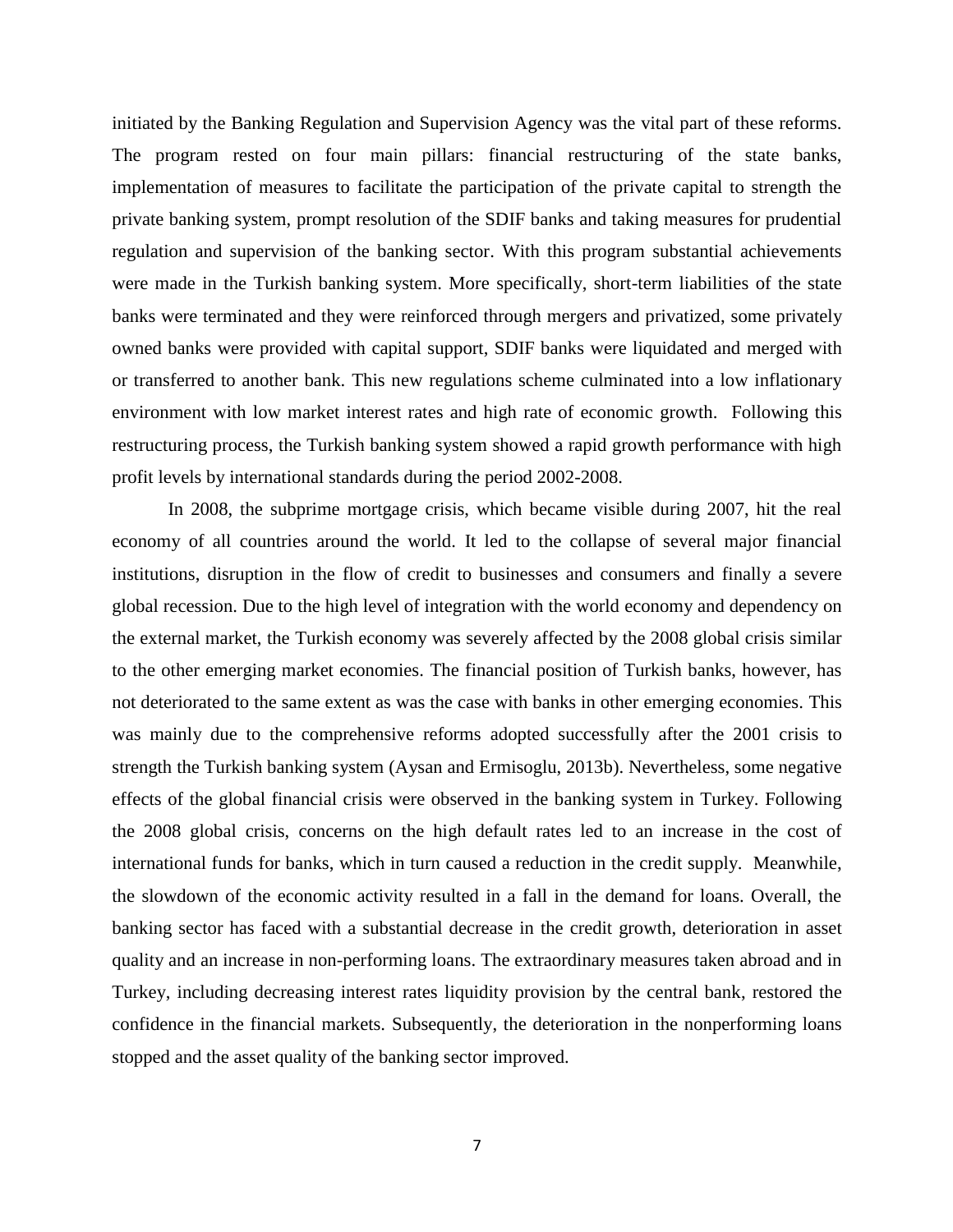initiated by the Banking Regulation and Supervision Agency was the vital part of these reforms. The program rested on four main pillars: financial restructuring of the state banks, implementation of measures to facilitate the participation of the private capital to strength the private banking system, prompt resolution of the SDIF banks and taking measures for prudential regulation and supervision of the banking sector. With this program substantial achievements were made in the Turkish banking system. More specifically, short-term liabilities of the state banks were terminated and they were reinforced through mergers and privatized, some privately owned banks were provided with capital support, SDIF banks were liquidated and merged with or transferred to another bank. This new regulations scheme culminated into a low inflationary environment with low market interest rates and high rate of economic growth. Following this restructuring process, the Turkish banking system showed a rapid growth performance with high profit levels by international standards during the period 2002-2008.

In 2008, the subprime mortgage crisis, which became visible during 2007, hit the real economy of all countries around the world. It led to the collapse of several major financial institutions, disruption in the flow of credit to businesses and consumers and finally a severe global recession. Due to the high level of integration with the world economy and dependency on the external market, the Turkish economy was severely affected by the 2008 global crisis similar to the other emerging market economies. The financial position of Turkish banks, however, has not deteriorated to the same extent as was the case with banks in other emerging economies. This was mainly due to the comprehensive reforms adopted successfully after the 2001 crisis to strength the Turkish banking system (Aysan and Ermisoglu, 2013b). Nevertheless, some negative effects of the global financial crisis were observed in the banking system in Turkey. Following the 2008 global crisis, concerns on the high default rates led to an increase in the cost of international funds for banks, which in turn caused a reduction in the credit supply. Meanwhile, the slowdown of the economic activity resulted in a fall in the demand for loans. Overall, the banking sector has faced with a substantial decrease in the credit growth, deterioration in asset quality and an increase in non-performing loans. The extraordinary measures taken abroad and in Turkey, including decreasing interest rates liquidity provision by the central bank, restored the confidence in the financial markets. Subsequently, the deterioration in the nonperforming loans stopped and the asset quality of the banking sector improved.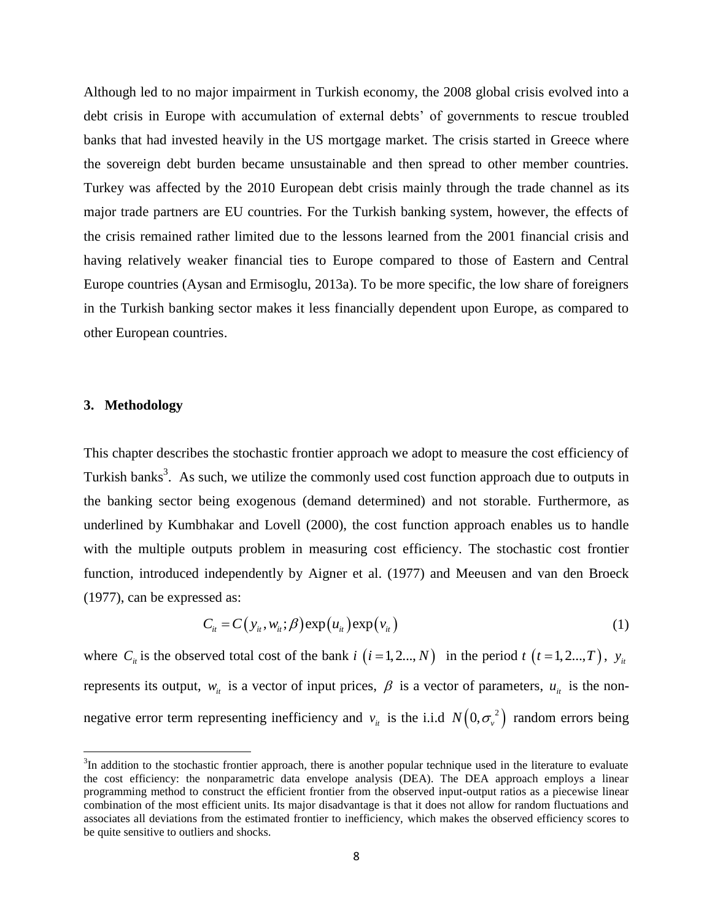Although led to no major impairment in Turkish economy, the 2008 global crisis evolved into a debt crisis in Europe with accumulation of external debts' of governments to rescue troubled banks that had invested heavily in the US mortgage market. The crisis started in Greece where the sovereign debt burden became unsustainable and then spread to other member countries. Turkey was affected by the 2010 European debt crisis mainly through the trade channel as its major trade partners are EU countries. For the Turkish banking system, however, the effects of the crisis remained rather limited due to the lessons learned from the 2001 financial crisis and having relatively weaker financial ties to Europe compared to those of Eastern and Central Europe countries (Aysan and Ermisoglu, 2013a). To be more specific, the low share of foreigners in the Turkish banking sector makes it less financially dependent upon Europe, as compared to other European countries.

## 3. Methodology

This chapter describes the stochastic frontier approach we adopt to measure the cost efficiency of Turkish banks[3]. As such, we utilize the commonly used cost function approach due to outputs in the banking sector being exogenous (demand determined) and not storable. Furthermore, as underlined by Kumbhakar and Lovell (2000), the cost function approach enables us to handle with the multiple outputs problem in measuring cost efficiency. The stochastic cost frontier function, introduced independently by Aigner et al. (1977) and Meeusen and van den Broeck (1977), can be expressed as:

$$C_{it} = C\left(y_{it}, w_{it}; \beta\right) \exp\left(u_{it}\right) \exp\left(v_{it}\right) \tag{1}$$

where $C_{it}$ is the observed total cost of the bank $i$ $\left(i = 1, 2..., N\right)$ in the period $t$ $\left(t = 1, 2..., T\right)$, $y_{it}$ represents its output, $w_{it}$ is a vector of input prices, $\beta$ is a vector of parameters, $u_{it}$ is the non-negative error term representing inefficiency and $v_{it}$ is the i.i.d $N\left(0, \sigma_v^{\ 2}\right)$ random errors being

[3] In addition to the stochastic frontier approach, there is another popular technique used in the literature to evaluate the cost efficiency: the nonparametric data envelope analysis (DEA). The DEA approach employs a linear programming method to construct the efficient frontier from the observed input-output ratios as a piecewise linear combination of the most efficient units. Its major disadvantage is that it does not allow for random fluctuations and associates all deviations from the estimated frontier to inefficiency, which makes the observed efficiency scores to be quite sensitive to outliers and shocks.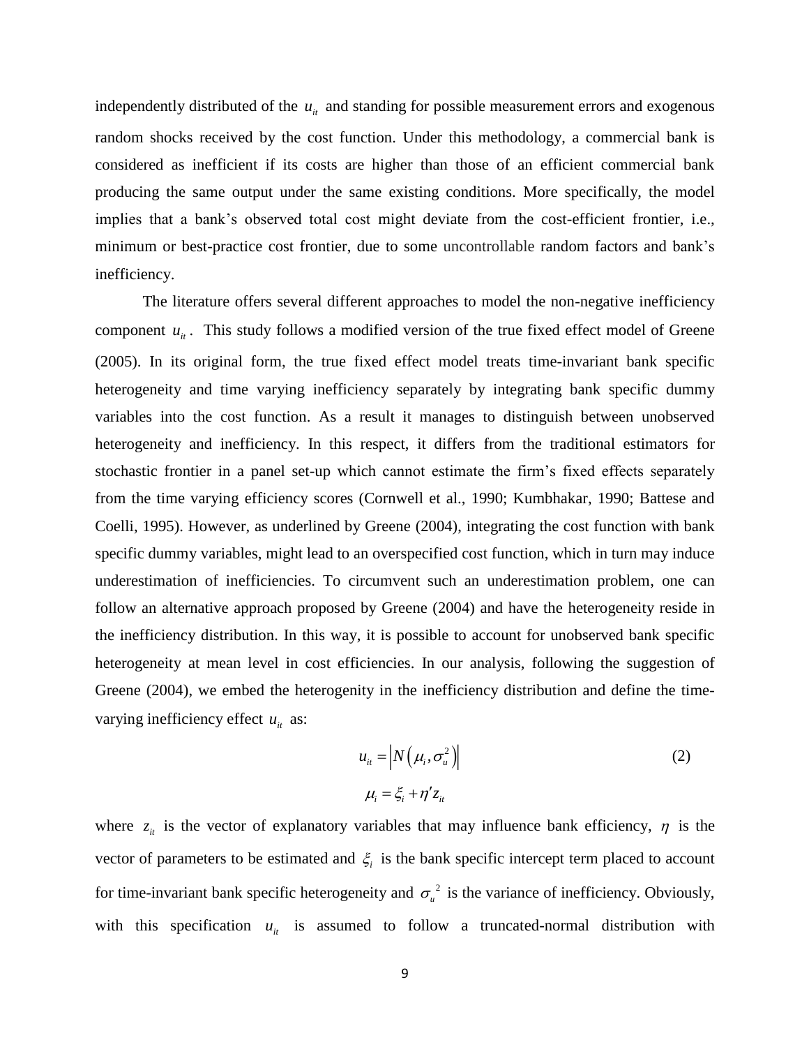independently distributed of the $u_{it}$ and standing for possible measurement errors and exogenous random shocks received by the cost function. Under this methodology, a commercial bank is considered as inefficient if its costs are higher than those of an efficient commercial bank producing the same output under the same existing conditions. More specifically, the model implies that a bank's observed total cost might deviate from the cost-efficient frontier, i.e., minimum or best-practice cost frontier, due to some uncontrollable random factors and bank's inefficiency.

The literature offers several different approaches to model the non-negative inefficiency component $u_{it}$. This study follows a modified version of the true fixed effect model of Greene (2005). In its original form, the true fixed effect model treats time-invariant bank specific heterogeneity and time varying inefficiency separately by integrating bank specific dummy variables into the cost function. As a result it manages to distinguish between unobserved heterogeneity and inefficiency. In this respect, it differs from the traditional estimators for stochastic frontier in a panel set-up which cannot estimate the firm's fixed effects separately from the time varying efficiency scores (Cornwell et al., 1990; Kumbhakar, 1990; Battese and Coelli, 1995). However, as underlined by Greene (2004), integrating the cost function with bank specific dummy variables, might lead to an overspecified cost function, which in turn may induce underestimation of inefficiencies. To circumvent such an underestimation problem, one can follow an alternative approach proposed by Greene (2004) and have the heterogeneity reside in the inefficiency distribution. In this way, it is possible to account for unobserved bank specific heterogeneity at mean level in cost efficiencies. In our analysis, following the suggestion of Greene (2004), we embed the heterogenity in the inefficiency distribution and define the time-varying inefficiency effect $u_{it}$ as:

$$u_{it} = \left| N\left(\mu_i, \sigma_u^2\right) \right| \tag{2}$$

$$\mu_i = \xi_i + \eta' z_{it}$$

where $z_{it}$ is the vector of explanatory variables that may influence bank efficiency, $\eta$ is the vector of parameters to be estimated and $\xi_i$ is the bank specific intercept term placed to account for time-invariant bank specific heterogeneity and $\sigma_u^{\,2}$ is the variance of inefficiency. Obviously, with this specification $u_{it}$ is assumed to follow a truncated-normal distribution with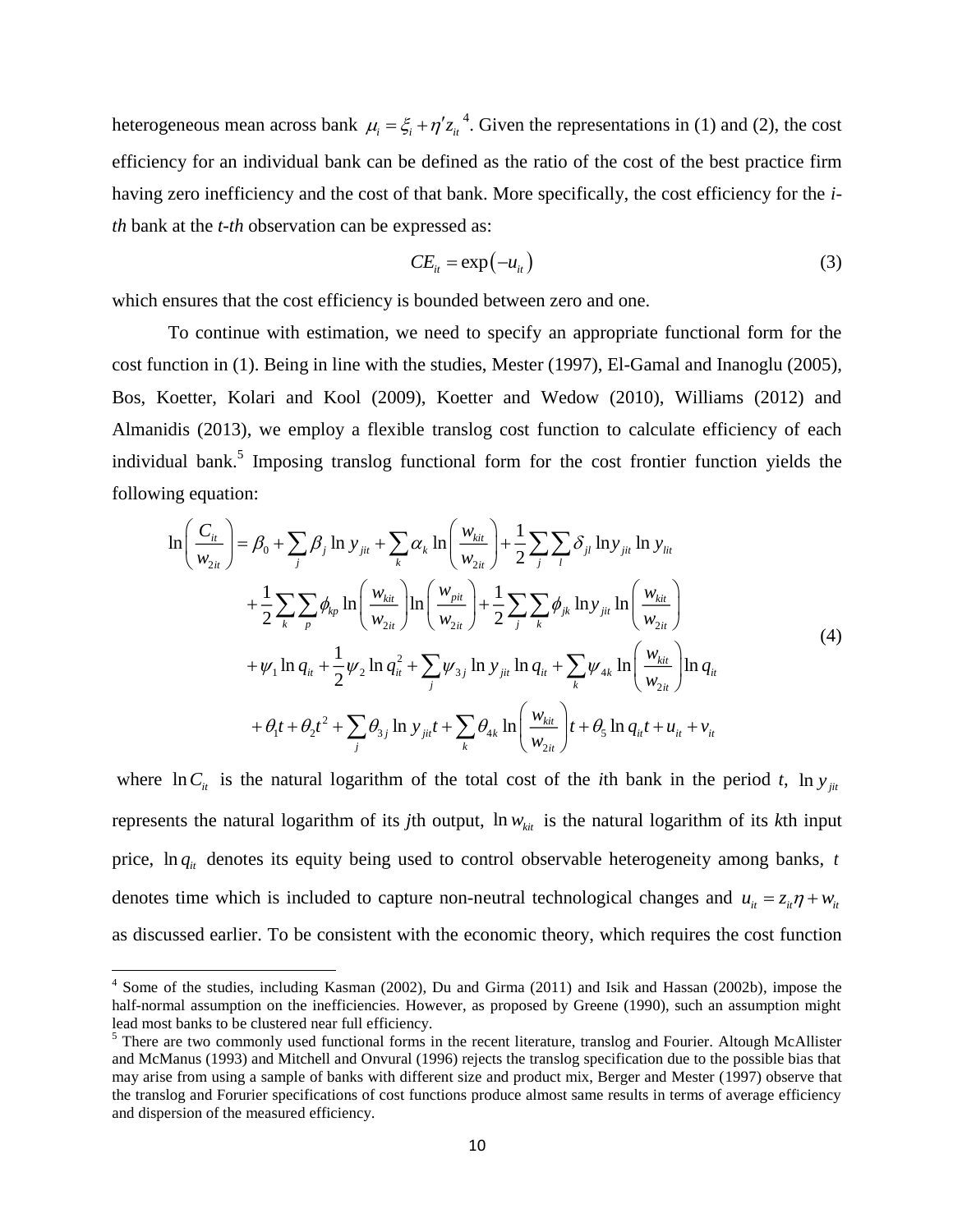heterogeneous mean across bank $\mu_i = \xi_i + \eta' z_{it}$ [4]. Given the representations in (1) and (2), the cost efficiency for an individual bank can be defined as the ratio of the cost of the best practice firm having zero inefficiency and the cost of that bank. More specifically, the cost efficiency for the *i-th* bank at the *t-th* observation can be expressed as:

$$CE_{it} = \exp(-u_{it}) \tag{3}$$

which ensures that the cost efficiency is bounded between zero and one.

To continue with estimation, we need to specify an appropriate functional form for the cost function in (1). Being in line with the studies, Mester (1997), El-Gamal and Inanoglu (2005), Bos, Koetter, Kolari and Kool (2009), Koetter and Wedow (2010), Williams (2012) and Almanidis (2013), we employ a flexible translog cost function to calculate efficiency of each individual bank.[5] Imposing translog functional form for the cost frontier function yields the following equation:

$$\begin{aligned}
\ln\left(\frac{C_{it}}{w_{2it}}\right) &= \beta_0 + \sum_j \beta_j \ln y_{jit} + \sum_k \alpha_k \ln\left(\frac{w_{kit}}{w_{2it}}\right) + \frac{1}{2}\sum_j \sum_l \delta_{jl} \ln y_{jit} \ln y_{lit} \\
&+ \frac{1}{2}\sum_k \sum_p \phi_{kp} \ln\left(\frac{w_{kit}}{w_{2it}}\right) \ln\left(\frac{w_{pit}}{w_{2it}}\right) + \frac{1}{2}\sum_j \sum_k \phi_{jk} \ln y_{jit} \ln\left(\frac{w_{kit}}{w_{2it}}\right) \\
&+ \psi_1 \ln q_{it} + \frac{1}{2}\psi_2 \ln q_{it}^2 + \sum_j \psi_{3j} \ln y_{jit} \ln q_{it} + \sum_k \psi_{4k} \ln\left(\frac{w_{kit}}{w_{2it}}\right) \ln q_{it} \\
&+ \theta_1 t + \theta_2 t^2 + \sum_j \theta_{3j} \ln y_{jit} t + \sum_k \theta_{4k} \ln\left(\frac{w_{kit}}{w_{2it}}\right) t + \theta_5 \ln q_{it} t + u_{it} + v_{it}
\end{aligned} \tag{4}$$

where $\ln C_{it}$ is the natural logarithm of the total cost of the *i*th bank in the period *t*, $\ln y_{jit}$ represents the natural logarithm of its *j*th output, $\ln w_{kit}$ is the natural logarithm of its *k*th input price, $\ln q_{it}$ denotes its equity being used to control observable heterogeneity among banks, *t* denotes time which is included to capture non-neutral technological changes and $u_{it} = z_{it}\eta + w_{it}$ as discussed earlier. To be consistent with the economic theory, which requires the cost function

---

[4] Some of the studies, including Kasman (2002), Du and Girma (2011) and Isik and Hassan (2002b), impose the half-normal assumption on the inefficiencies. However, as proposed by Greene (1990), such an assumption might lead most banks to be clustered near full efficiency.

[5] There are two commonly used functional forms in the recent literature, translog and Fourier. Altough McAllister and McManus (1993) and Mitchell and Onvural (1996) rejects the translog specification due to the possible bias that may arise from using a sample of banks with different size and product mix, Berger and Mester (1997) observe that the translog and Forurier specifications of cost functions produce almost same results in terms of average efficiency and dispersion of the measured efficiency.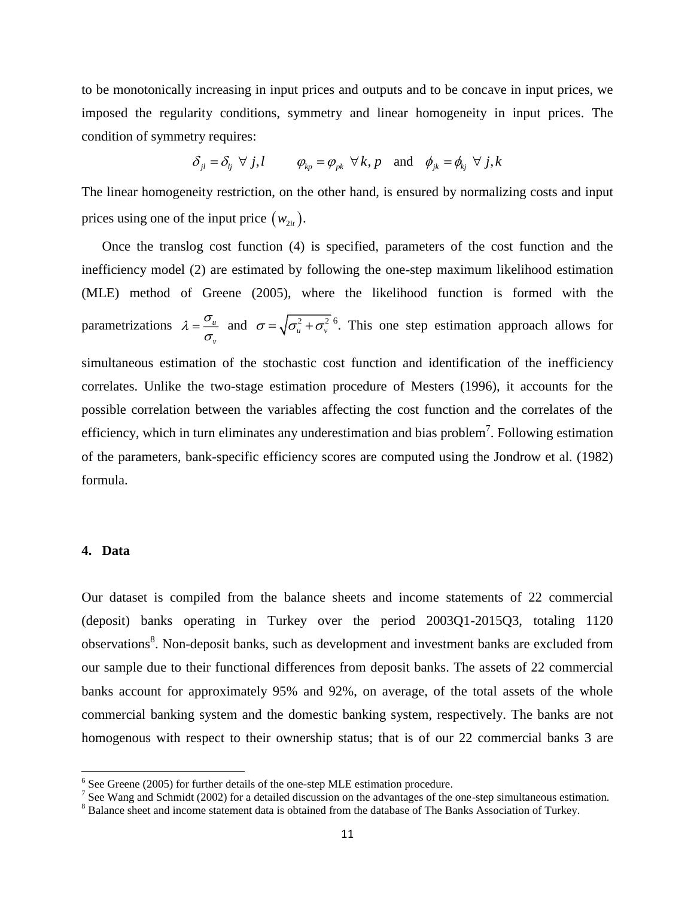to be monotonically increasing in input prices and outputs and to be concave in input prices, we imposed the regularity conditions, symmetry and linear homogeneity in input prices. The condition of symmetry requires:

$$\delta_{jl} = \delta_{lj} \;\; \forall \; j,l \qquad \varphi_{kp} = \varphi_{pk} \;\; \forall \, k,p \quad \text{and} \quad \phi_{jk} = \phi_{kj} \;\; \forall \; j,k$$

The linear homogeneity restriction, on the other hand, is ensured by normalizing costs and input prices using one of the input price $(w_{2it})$.

Once the translog cost function (4) is specified, parameters of the cost function and the inefficiency model (2) are estimated by following the one-step maximum likelihood estimation (MLE) method of Greene (2005), where the likelihood function is formed with the parametrizations $\lambda = \frac{\sigma_u}{\sigma_v}$ and $\sigma = \sqrt{\sigma_u^2 + \sigma_v^2}$[6]. This one step estimation approach allows for simultaneous estimation of the stochastic cost function and identification of the inefficiency correlates. Unlike the two-stage estimation procedure of Mesters (1996), it accounts for the possible correlation between the variables affecting the cost function and the correlates of the efficiency, which in turn eliminates any underestimation and bias problem[7]. Following estimation of the parameters, bank-specific efficiency scores are computed using the Jondrow et al. (1982) formula.

## 4. Data

Our dataset is compiled from the balance sheets and income statements of 22 commercial (deposit) banks operating in Turkey over the period 2003Q1-2015Q3, totaling 1120 observations[8]. Non-deposit banks, such as development and investment banks are excluded from our sample due to their functional differences from deposit banks. The assets of 22 commercial banks account for approximately 95% and 92%, on average, of the total assets of the whole commercial banking system and the domestic banking system, respectively. The banks are not homogenous with respect to their ownership status; that is of our 22 commercial banks 3 are

[6] See Greene (2005) for further details of the one-step MLE estimation procedure.

[7] See Wang and Schmidt (2002) for a detailed discussion on the advantages of the one-step simultaneous estimation.

[8] Balance sheet and income statement data is obtained from the database of The Banks Association of Turkey.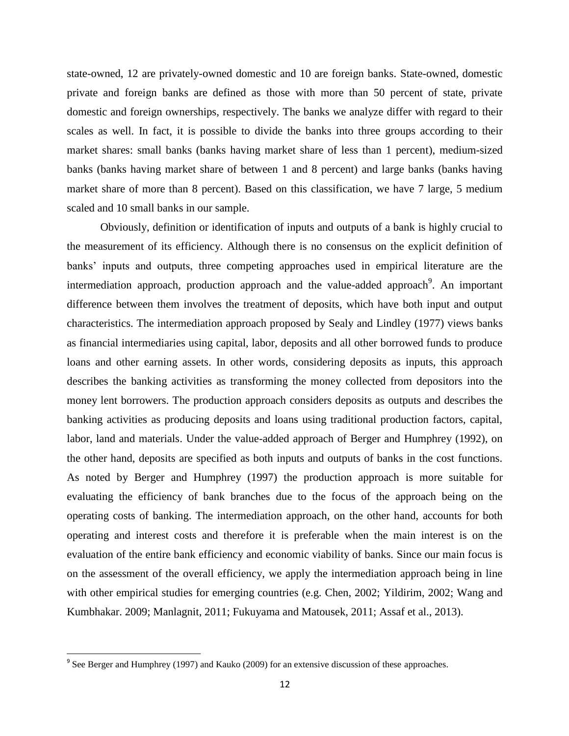state-owned, 12 are privately-owned domestic and 10 are foreign banks. State-owned, domestic private and foreign banks are defined as those with more than 50 percent of state, private domestic and foreign ownerships, respectively. The banks we analyze differ with regard to their scales as well. In fact, it is possible to divide the banks into three groups according to their market shares: small banks (banks having market share of less than 1 percent), medium-sized banks (banks having market share of between 1 and 8 percent) and large banks (banks having market share of more than 8 percent). Based on this classification, we have 7 large, 5 medium scaled and 10 small banks in our sample.

Obviously, definition or identification of inputs and outputs of a bank is highly crucial to the measurement of its efficiency. Although there is no consensus on the explicit definition of banks' inputs and outputs, three competing approaches used in empirical literature are the intermediation approach, production approach and the value-added approach[9]. An important difference between them involves the treatment of deposits, which have both input and output characteristics. The intermediation approach proposed by Sealy and Lindley (1977) views banks as financial intermediaries using capital, labor, deposits and all other borrowed funds to produce loans and other earning assets. In other words, considering deposits as inputs, this approach describes the banking activities as transforming the money collected from depositors into the money lent borrowers. The production approach considers deposits as outputs and describes the banking activities as producing deposits and loans using traditional production factors, capital, labor, land and materials. Under the value-added approach of Berger and Humphrey (1992), on the other hand, deposits are specified as both inputs and outputs of banks in the cost functions. As noted by Berger and Humphrey (1997) the production approach is more suitable for evaluating the efficiency of bank branches due to the focus of the approach being on the operating costs of banking. The intermediation approach, on the other hand, accounts for both operating and interest costs and therefore it is preferable when the main interest is on the evaluation of the entire bank efficiency and economic viability of banks. Since our main focus is on the assessment of the overall efficiency, we apply the intermediation approach being in line with other empirical studies for emerging countries (e.g. Chen, 2002; Yildirim, 2002; Wang and Kumbhakar. 2009; Manlagnit, 2011; Fukuyama and Matousek, 2011; Assaf et al., 2013).

[9] See Berger and Humphrey (1997) and Kauko (2009) for an extensive discussion of these approaches.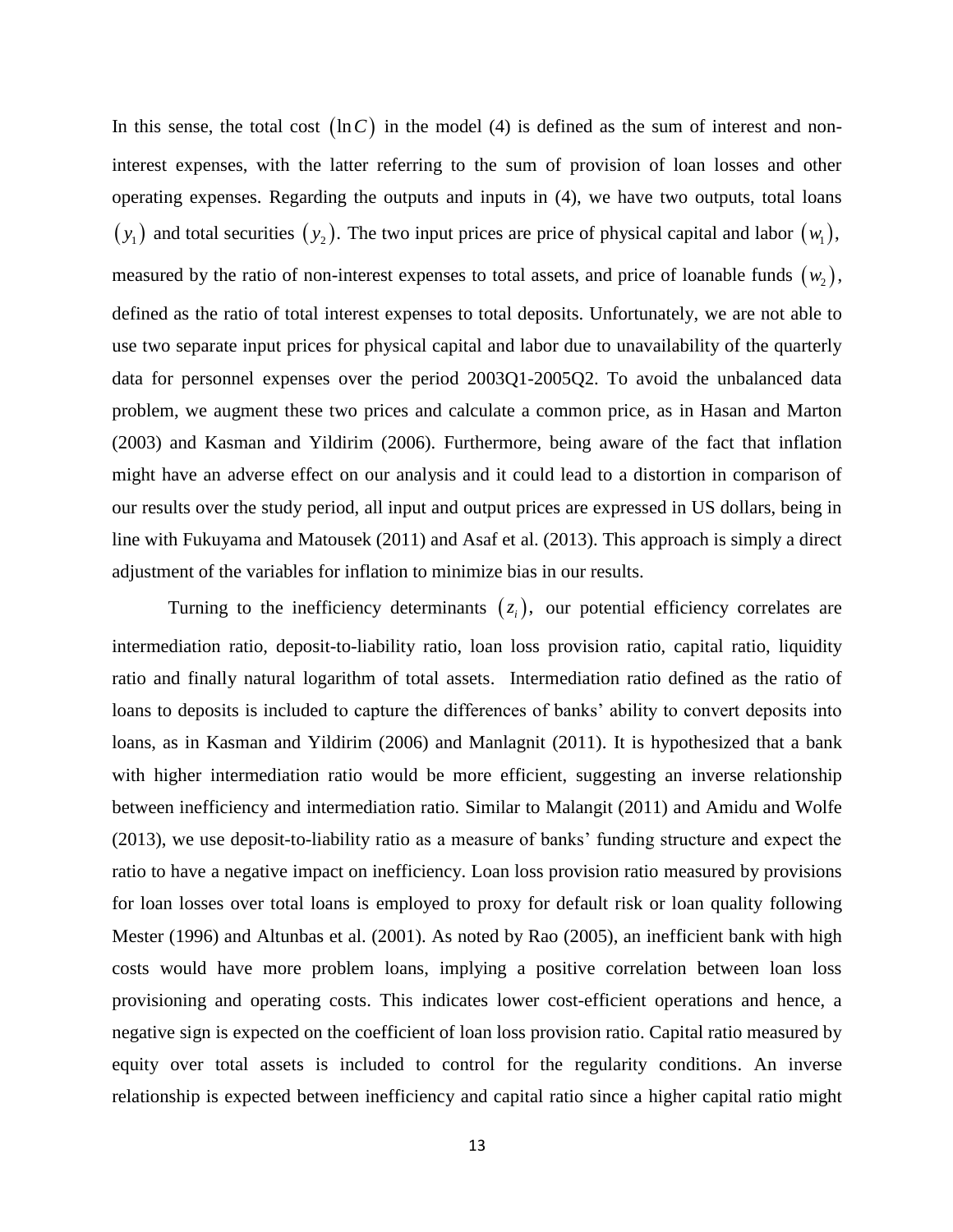In this sense, the total cost $(\ln C)$ in the model (4) is defined as the sum of interest and non-interest expenses, with the latter referring to the sum of provision of loan losses and other operating expenses. Regarding the outputs and inputs in (4), we have two outputs, total loans $(y_1)$ and total securities $(y_2)$. The two input prices are price of physical capital and labor $(w_1)$, measured by the ratio of non-interest expenses to total assets, and price of loanable funds $(w_2)$, defined as the ratio of total interest expenses to total deposits. Unfortunately, we are not able to use two separate input prices for physical capital and labor due to unavailability of the quarterly data for personnel expenses over the period 2003Q1-2005Q2. To avoid the unbalanced data problem, we augment these two prices and calculate a common price, as in Hasan and Marton (2003) and Kasman and Yildirim (2006). Furthermore, being aware of the fact that inflation might have an adverse effect on our analysis and it could lead to a distortion in comparison of our results over the study period, all input and output prices are expressed in US dollars, being in line with Fukuyama and Matousek (2011) and Asaf et al. (2013). This approach is simply a direct adjustment of the variables for inflation to minimize bias in our results.

Turning to the inefficiency determinants $(z_i)$, our potential efficiency correlates are intermediation ratio, deposit-to-liability ratio, loan loss provision ratio, capital ratio, liquidity ratio and finally natural logarithm of total assets. Intermediation ratio defined as the ratio of loans to deposits is included to capture the differences of banks' ability to convert deposits into loans, as in Kasman and Yildirim (2006) and Manlagnit (2011). It is hypothesized that a bank with higher intermediation ratio would be more efficient, suggesting an inverse relationship between inefficiency and intermediation ratio. Similar to Malangit (2011) and Amidu and Wolfe (2013), we use deposit-to-liability ratio as a measure of banks' funding structure and expect the ratio to have a negative impact on inefficiency. Loan loss provision ratio measured by provisions for loan losses over total loans is employed to proxy for default risk or loan quality following Mester (1996) and Altunbas et al. (2001). As noted by Rao (2005), an inefficient bank with high costs would have more problem loans, implying a positive correlation between loan loss provisioning and operating costs. This indicates lower cost-efficient operations and hence, a negative sign is expected on the coefficient of loan loss provision ratio. Capital ratio measured by equity over total assets is included to control for the regularity conditions. An inverse relationship is expected between inefficiency and capital ratio since a higher capital ratio might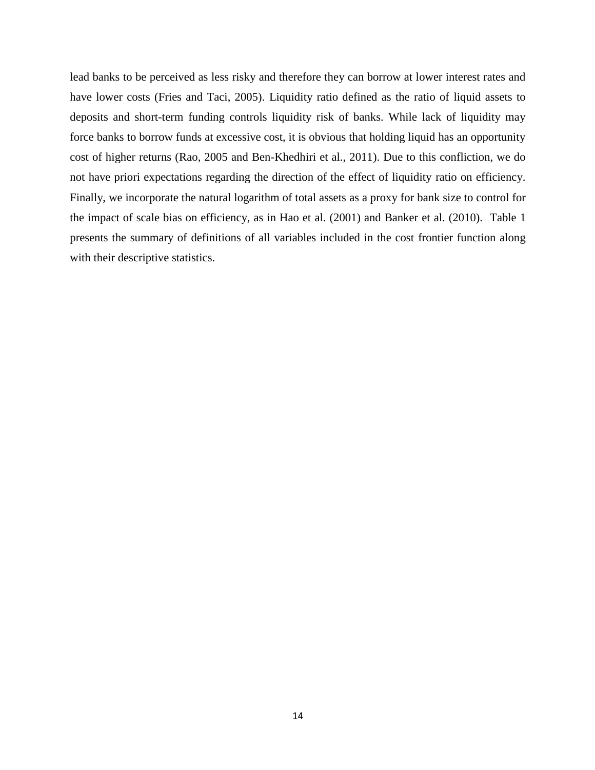lead banks to be perceived as less risky and therefore they can borrow at lower interest rates and have lower costs (Fries and Taci, 2005). Liquidity ratio defined as the ratio of liquid assets to deposits and short-term funding controls liquidity risk of banks. While lack of liquidity may force banks to borrow funds at excessive cost, it is obvious that holding liquid has an opportunity cost of higher returns (Rao, 2005 and Ben-Khedhiri et al., 2011). Due to this confliction, we do not have priori expectations regarding the direction of the effect of liquidity ratio on efficiency. Finally, we incorporate the natural logarithm of total assets as a proxy for bank size to control for the impact of scale bias on efficiency, as in Hao et al. (2001) and Banker et al. (2010). Table 1 presents the summary of definitions of all variables included in the cost frontier function along with their descriptive statistics.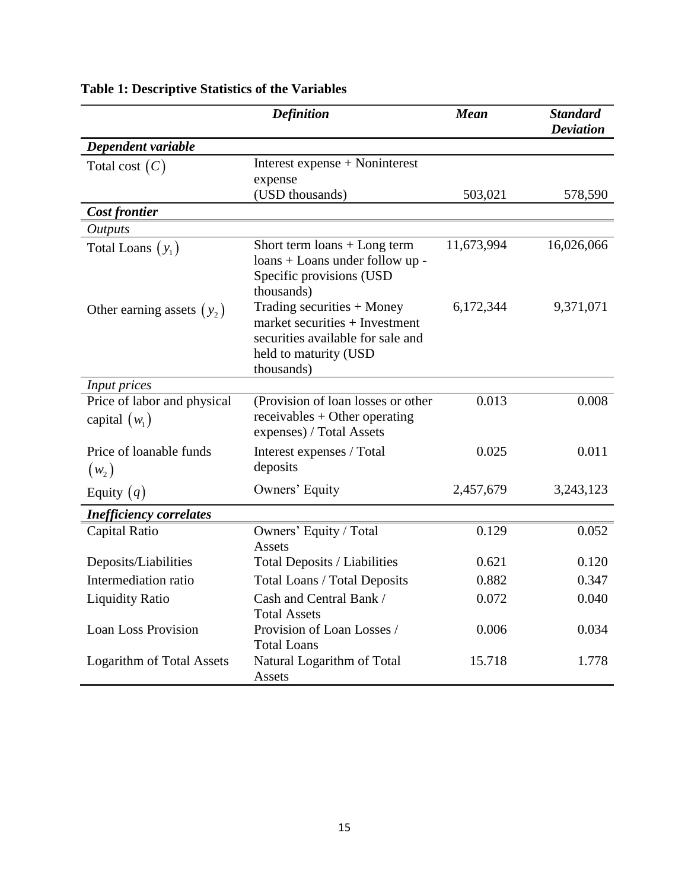**Table 1: Descriptive Statistics of the Variables**

| | *Definition* | *Mean* | *Standard Deviation* |
|---|---|---|---|
| ***Dependent variable*** | | | |
| Total cost $(C)$ | Interest expense + Noninterest expense (USD thousands) | 503,021 | 578,590 |
| ***Cost frontier*** | | | |
| *Outputs* | | | |
| Total Loans $(y_1)$ | Short term loans + Long term loans + Loans under follow up - Specific provisions (USD thousands) | 11,673,994 | 16,026,066 |
| Other earning assets $(y_2)$ | Trading securities + Money market securities + Investment securities available for sale and held to maturity (USD thousands) | 6,172,344 | 9,371,071 |
| *Input prices* | | | |
| Price of labor and physical capital $(w_1)$ | (Provision of loan losses or other receivables + Other operating expenses) / Total Assets | 0.013 | 0.008 |
| Price of loanable funds $(w_2)$ | Interest expenses / Total deposits | 0.025 | 0.011 |
| Equity $(q)$ | Owners' Equity | 2,457,679 | 3,243,123 |
| ***Inefficiency correlates*** | | | |
| Capital Ratio | Owners' Equity / Total Assets | 0.129 | 0.052 |
| Deposits/Liabilities | Total Deposits / Liabilities | 0.621 | 0.120 |
| Intermediation ratio | Total Loans / Total Deposits | 0.882 | 0.347 |
| Liquidity Ratio | Cash and Central Bank / Total Assets | 0.072 | 0.040 |
| Loan Loss Provision | Provision of Loan Losses / Total Loans | 0.006 | 0.034 |
| Logarithm of Total Assets | Natural Logarithm of Total Assets | 15.718 | 1.778 |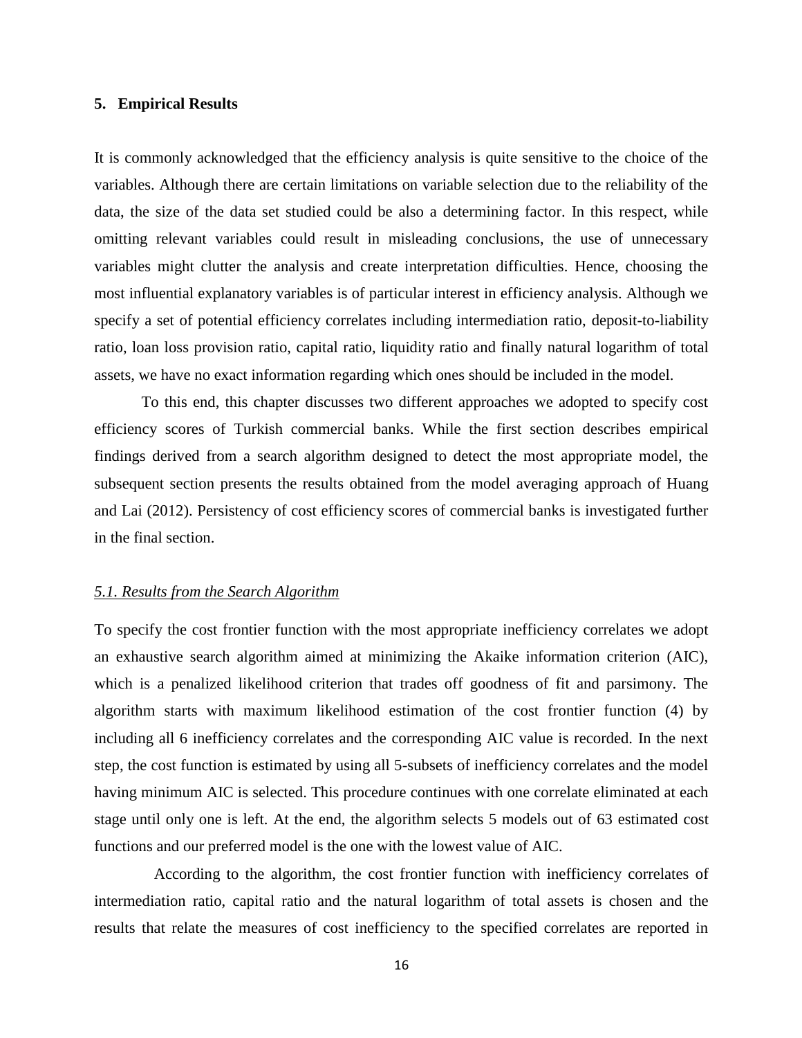## 5. Empirical Results

It is commonly acknowledged that the efficiency analysis is quite sensitive to the choice of the variables. Although there are certain limitations on variable selection due to the reliability of the data, the size of the data set studied could be also a determining factor. In this respect, while omitting relevant variables could result in misleading conclusions, the use of unnecessary variables might clutter the analysis and create interpretation difficulties. Hence, choosing the most influential explanatory variables is of particular interest in efficiency analysis. Although we specify a set of potential efficiency correlates including intermediation ratio, deposit-to-liability ratio, loan loss provision ratio, capital ratio, liquidity ratio and finally natural logarithm of total assets, we have no exact information regarding which ones should be included in the model.

To this end, this chapter discusses two different approaches we adopted to specify cost efficiency scores of Turkish commercial banks. While the first section describes empirical findings derived from a search algorithm designed to detect the most appropriate model, the subsequent section presents the results obtained from the model averaging approach of Huang and Lai (2012). Persistency of cost efficiency scores of commercial banks is investigated further in the final section.

### *5.1. Results from the Search Algorithm*

To specify the cost frontier function with the most appropriate inefficiency correlates we adopt an exhaustive search algorithm aimed at minimizing the Akaike information criterion (AIC), which is a penalized likelihood criterion that trades off goodness of fit and parsimony. The algorithm starts with maximum likelihood estimation of the cost frontier function (4) by including all 6 inefficiency correlates and the corresponding AIC value is recorded. In the next step, the cost function is estimated by using all 5-subsets of inefficiency correlates and the model having minimum AIC is selected. This procedure continues with one correlate eliminated at each stage until only one is left. At the end, the algorithm selects 5 models out of 63 estimated cost functions and our preferred model is the one with the lowest value of AIC.

According to the algorithm, the cost frontier function with inefficiency correlates of intermediation ratio, capital ratio and the natural logarithm of total assets is chosen and the results that relate the measures of cost inefficiency to the specified correlates are reported in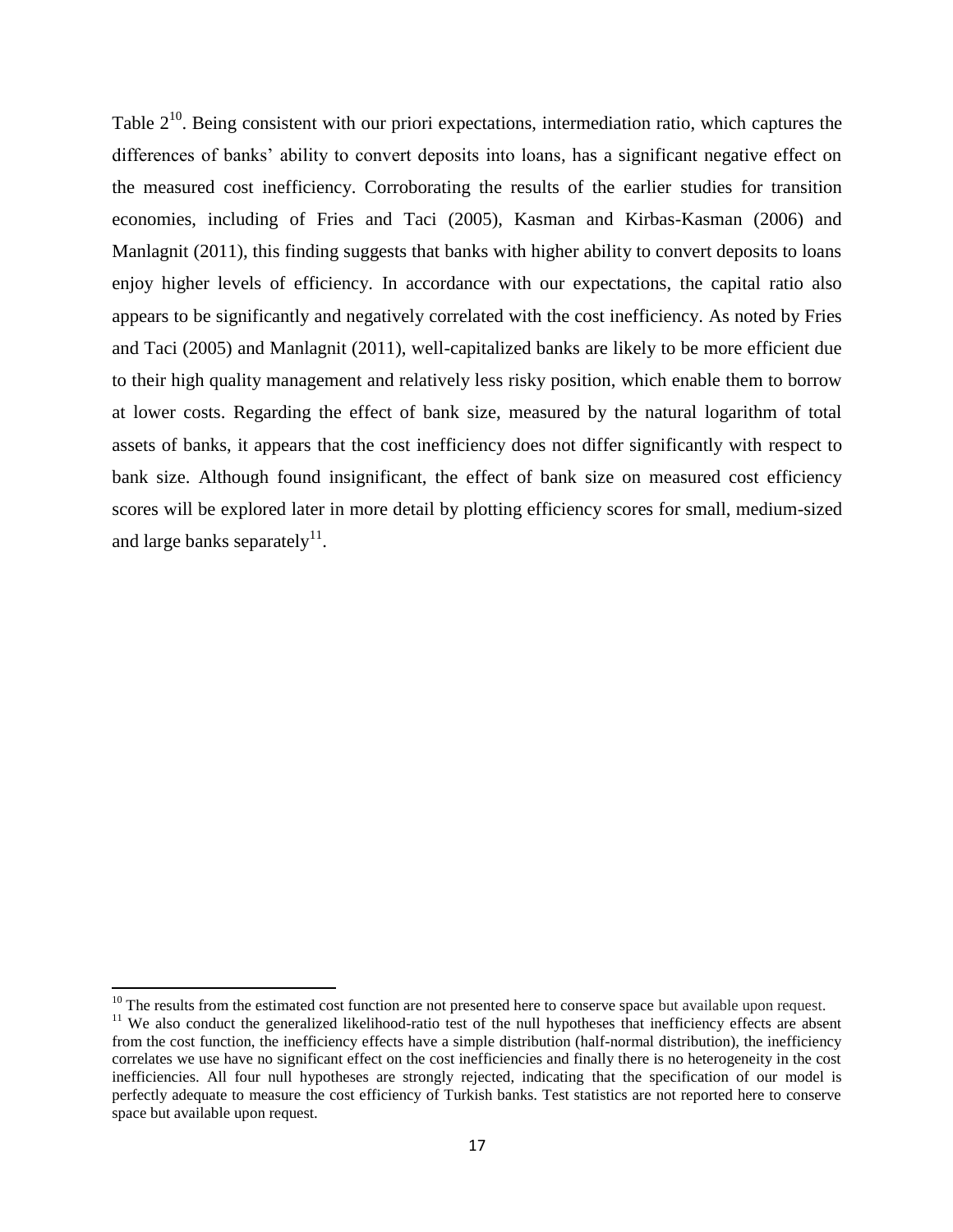Table 2[10]. Being consistent with our priori expectations, intermediation ratio, which captures the differences of banks' ability to convert deposits into loans, has a significant negative effect on the measured cost inefficiency. Corroborating the results of the earlier studies for transition economies, including of Fries and Taci (2005), Kasman and Kirbas-Kasman (2006) and Manlagnit (2011), this finding suggests that banks with higher ability to convert deposits to loans enjoy higher levels of efficiency. In accordance with our expectations, the capital ratio also appears to be significantly and negatively correlated with the cost inefficiency. As noted by Fries and Taci (2005) and Manlagnit (2011), well-capitalized banks are likely to be more efficient due to their high quality management and relatively less risky position, which enable them to borrow at lower costs. Regarding the effect of bank size, measured by the natural logarithm of total assets of banks, it appears that the cost inefficiency does not differ significantly with respect to bank size. Although found insignificant, the effect of bank size on measured cost efficiency scores will be explored later in more detail by plotting efficiency scores for small, medium-sized and large banks separately[11].

---

[10] The results from the estimated cost function are not presented here to conserve space but available upon request.

[11] We also conduct the generalized likelihood-ratio test of the null hypotheses that inefficiency effects are absent from the cost function, the inefficiency effects have a simple distribution (half-normal distribution), the inefficiency correlates we use have no significant effect on the cost inefficiencies and finally there is no heterogeneity in the cost inefficiencies. All four null hypotheses are strongly rejected, indicating that the specification of our model is perfectly adequate to measure the cost efficiency of Turkish banks. Test statistics are not reported here to conserve space but available upon request.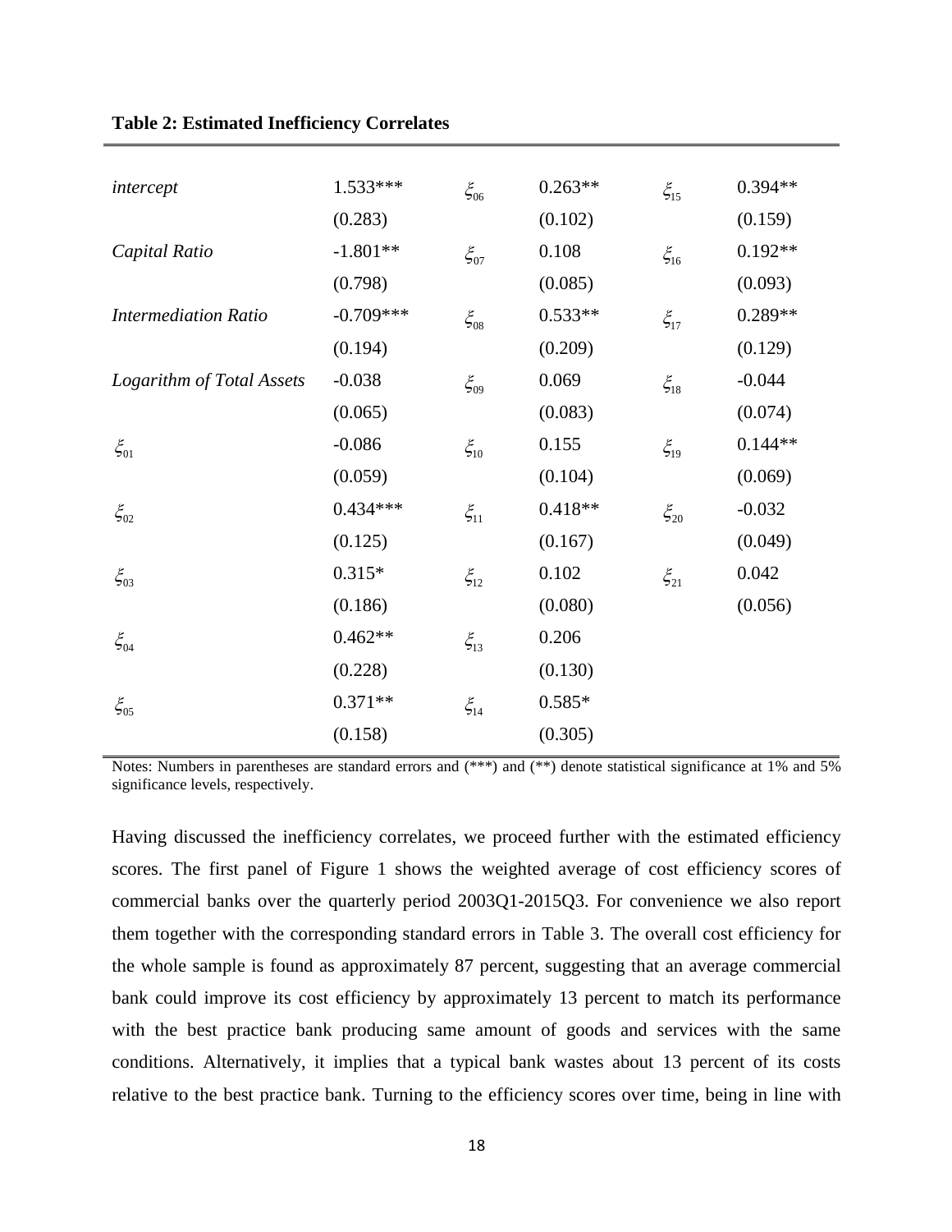**Table 2: Estimated Inefficiency Correlates**

| | | | | | |
|---|---|---|---|---|---|
| *intercept* | 1.533*** | $\xi_{06}$ | 0.263** | $\xi_{15}$ | 0.394** |
| | (0.283) | | (0.102) | | (0.159) |
| *Capital Ratio* | -1.801** | $\xi_{07}$ | 0.108 | $\xi_{16}$ | 0.192** |
| | (0.798) | | (0.085) | | (0.093) |
| *Intermediation Ratio* | -0.709*** | $\xi_{08}$ | 0.533** | $\xi_{17}$ | 0.289** |
| | (0.194) | | (0.209) | | (0.129) |
| *Logarithm of Total Assets* | -0.038 | $\xi_{09}$ | 0.069 | $\xi_{18}$ | -0.044 |
| | (0.065) | | (0.083) | | (0.074) |
| $\xi_{01}$ | -0.086 | $\xi_{10}$ | 0.155 | $\xi_{19}$ | 0.144** |
| | (0.059) | | (0.104) | | (0.069) |
| $\xi_{02}$ | 0.434*** | $\xi_{11}$ | 0.418** | $\xi_{20}$ | -0.032 |
| | (0.125) | | (0.167) | | (0.049) |
| $\xi_{03}$ | 0.315* | $\xi_{12}$ | 0.102 | $\xi_{21}$ | 0.042 |
| | (0.186) | | (0.080) | | (0.056) |
| $\xi_{04}$ | 0.462** | $\xi_{13}$ | 0.206 | | |
| | (0.228) | | (0.130) | | |
| $\xi_{05}$ | 0.371** | $\xi_{14}$ | 0.585* | | |
| | (0.158) | | (0.305) | | |

Notes: Numbers in parentheses are standard errors and (***) and (**) denote statistical significance at 1% and 5% significance levels, respectively.

Having discussed the inefficiency correlates, we proceed further with the estimated efficiency scores. The first panel of Figure 1 shows the weighted average of cost efficiency scores of commercial banks over the quarterly period 2003Q1-2015Q3. For convenience we also report them together with the corresponding standard errors in Table 3. The overall cost efficiency for the whole sample is found as approximately 87 percent, suggesting that an average commercial bank could improve its cost efficiency by approximately 13 percent to match its performance with the best practice bank producing same amount of goods and services with the same conditions. Alternatively, it implies that a typical bank wastes about 13 percent of its costs relative to the best practice bank. Turning to the efficiency scores over time, being in line with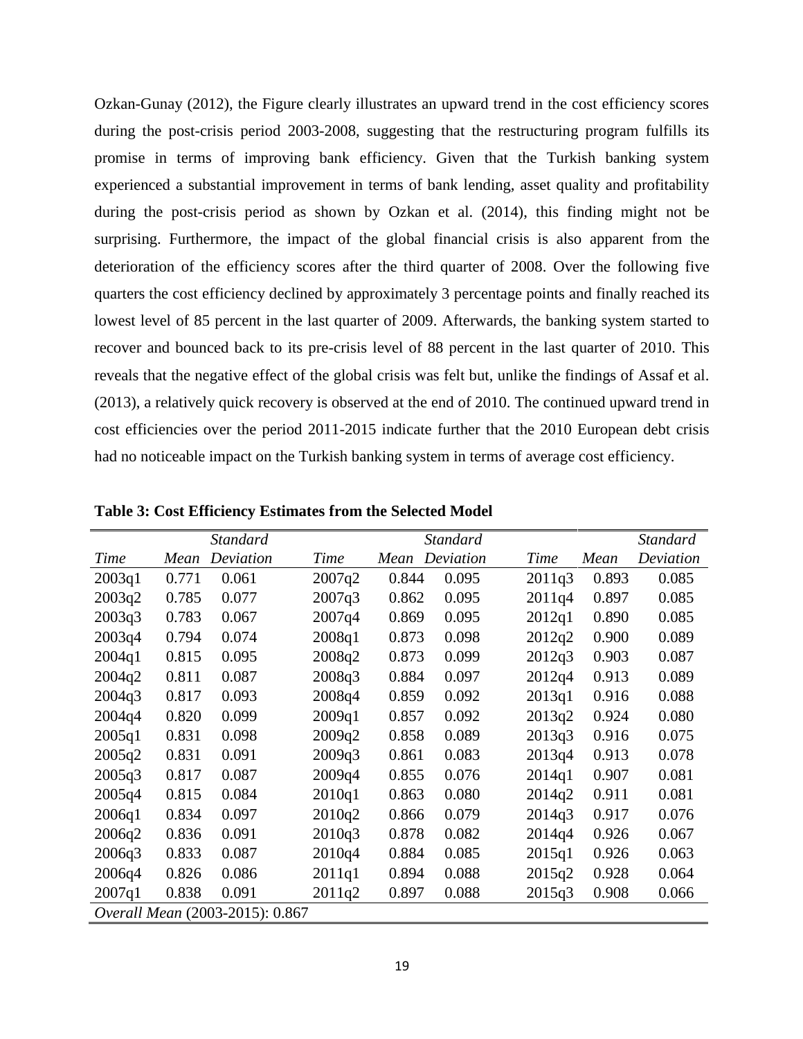Ozkan-Gunay (2012), the Figure clearly illustrates an upward trend in the cost efficiency scores during the post-crisis period 2003-2008, suggesting that the restructuring program fulfills its promise in terms of improving bank efficiency. Given that the Turkish banking system experienced a substantial improvement in terms of bank lending, asset quality and profitability during the post-crisis period as shown by Ozkan et al. (2014), this finding might not be surprising. Furthermore, the impact of the global financial crisis is also apparent from the deterioration of the efficiency scores after the third quarter of 2008. Over the following five quarters the cost efficiency declined by approximately 3 percentage points and finally reached its lowest level of 85 percent in the last quarter of 2009. Afterwards, the banking system started to recover and bounced back to its pre-crisis level of 88 percent in the last quarter of 2010. This reveals that the negative effect of the global crisis was felt but, unlike the findings of Assaf et al. (2013), a relatively quick recovery is observed at the end of 2010. The continued upward trend in cost efficiencies over the period 2011-2015 indicate further that the 2010 European debt crisis had no noticeable impact on the Turkish banking system in terms of average cost efficiency.

**Table 3: Cost Efficiency Estimates from the Selected Model**

| *Time* | *Mean* | *Standard Deviation* | *Time* | *Mean* | *Standard Deviation* | *Time* | *Mean* | *Standard Deviation* |
|---|---|---|---|---|---|---|---|---|
| 2003q1 | 0.771 | 0.061 | 2007q2 | 0.844 | 0.095 | 2011q3 | 0.893 | 0.085 |
| 2003q2 | 0.785 | 0.077 | 2007q3 | 0.862 | 0.095 | 2011q4 | 0.897 | 0.085 |
| 2003q3 | 0.783 | 0.067 | 2007q4 | 0.869 | 0.095 | 2012q1 | 0.890 | 0.085 |
| 2003q4 | 0.794 | 0.074 | 2008q1 | 0.873 | 0.098 | 2012q2 | 0.900 | 0.089 |
| 2004q1 | 0.815 | 0.095 | 2008q2 | 0.873 | 0.099 | 2012q3 | 0.903 | 0.087 |
| 2004q2 | 0.811 | 0.087 | 2008q3 | 0.884 | 0.097 | 2012q4 | 0.913 | 0.089 |
| 2004q3 | 0.817 | 0.093 | 2008q4 | 0.859 | 0.092 | 2013q1 | 0.916 | 0.088 |
| 2004q4 | 0.820 | 0.099 | 2009q1 | 0.857 | 0.092 | 2013q2 | 0.924 | 0.080 |
| 2005q1 | 0.831 | 0.098 | 2009q2 | 0.858 | 0.089 | 2013q3 | 0.916 | 0.075 |
| 2005q2 | 0.831 | 0.091 | 2009q3 | 0.861 | 0.083 | 2013q4 | 0.913 | 0.078 |
| 2005q3 | 0.817 | 0.087 | 2009q4 | 0.855 | 0.076 | 2014q1 | 0.907 | 0.081 |
| 2005q4 | 0.815 | 0.084 | 2010q1 | 0.863 | 0.080 | 2014q2 | 0.911 | 0.081 |
| 2006q1 | 0.834 | 0.097 | 2010q2 | 0.866 | 0.079 | 2014q3 | 0.917 | 0.076 |
| 2006q2 | 0.836 | 0.091 | 2010q3 | 0.878 | 0.082 | 2014q4 | 0.926 | 0.067 |
| 2006q3 | 0.833 | 0.087 | 2010q4 | 0.884 | 0.085 | 2015q1 | 0.926 | 0.063 |
| 2006q4 | 0.826 | 0.086 | 2011q1 | 0.894 | 0.088 | 2015q2 | 0.928 | 0.064 |
| 2007q1 | 0.838 | 0.091 | 2011q2 | 0.897 | 0.088 | 2015q3 | 0.908 | 0.066 |
| *Overall Mean* (2003-2015): 0.867 | | | | | | | | |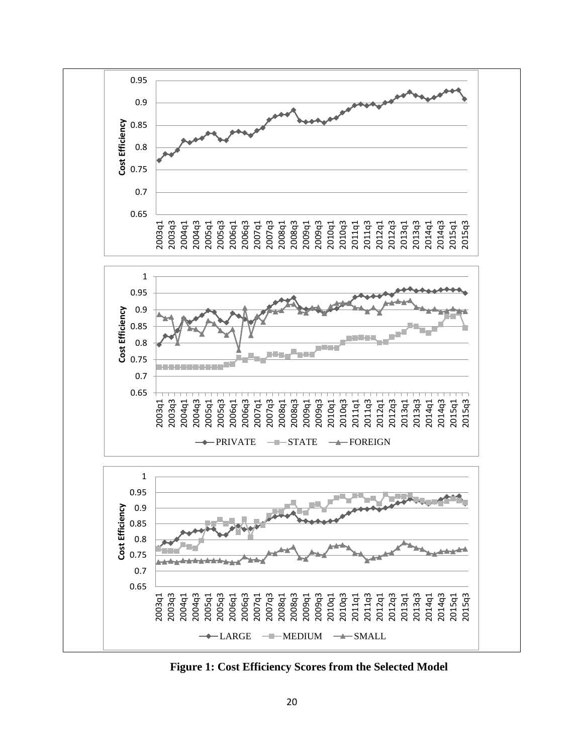**Figure 1: Cost Efficiency Scores from the Selected Model**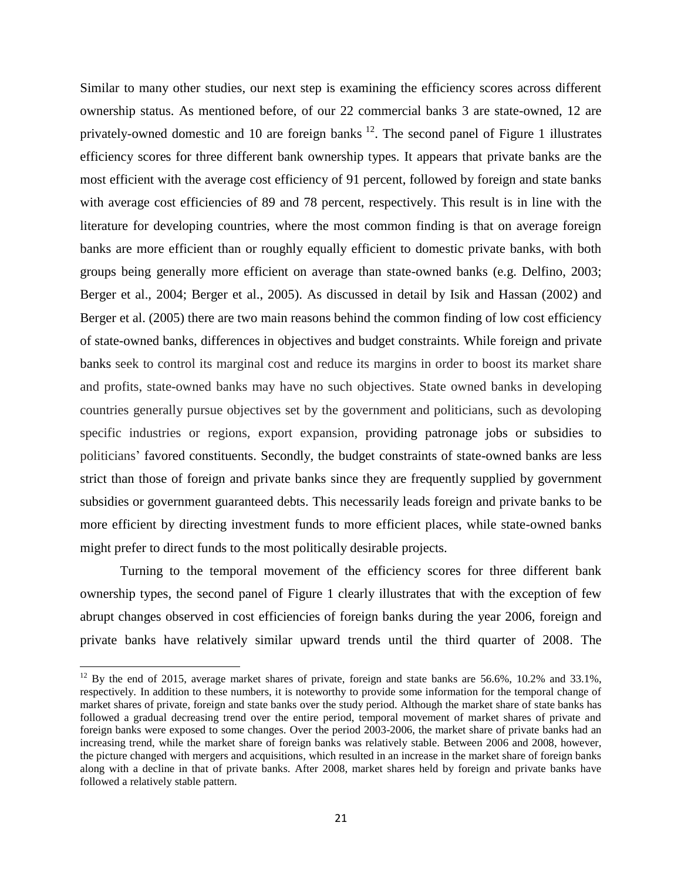Similar to many other studies, our next step is examining the efficiency scores across different ownership status. As mentioned before, of our 22 commercial banks 3 are state-owned, 12 are privately-owned domestic and 10 are foreign banks [12]. The second panel of Figure 1 illustrates efficiency scores for three different bank ownership types. It appears that private banks are the most efficient with the average cost efficiency of 91 percent, followed by foreign and state banks with average cost efficiencies of 89 and 78 percent, respectively. This result is in line with the literature for developing countries, where the most common finding is that on average foreign banks are more efficient than or roughly equally efficient to domestic private banks, with both groups being generally more efficient on average than state-owned banks (e.g. Delfino, 2003; Berger et al., 2004; Berger et al., 2005). As discussed in detail by Isik and Hassan (2002) and Berger et al. (2005) there are two main reasons behind the common finding of low cost efficiency of state-owned banks, differences in objectives and budget constraints. While foreign and private banks seek to control its marginal cost and reduce its margins in order to boost its market share and profits, state-owned banks may have no such objectives. State owned banks in developing countries generally pursue objectives set by the government and politicians, such as devoloping specific industries or regions, export expansion, providing patronage jobs or subsidies to politicians' favored constituents. Secondly, the budget constraints of state-owned banks are less strict than those of foreign and private banks since they are frequently supplied by government subsidies or government guaranteed debts. This necessarily leads foreign and private banks to be more efficient by directing investment funds to more efficient places, while state-owned banks might prefer to direct funds to the most politically desirable projects.

Turning to the temporal movement of the efficiency scores for three different bank ownership types, the second panel of Figure 1 clearly illustrates that with the exception of few abrupt changes observed in cost efficiencies of foreign banks during the year 2006, foreign and private banks have relatively similar upward trends until the third quarter of 2008. The

---

[12] By the end of 2015, average market shares of private, foreign and state banks are 56.6%, 10.2% and 33.1%, respectively. In addition to these numbers, it is noteworthy to provide some information for the temporal change of market shares of private, foreign and state banks over the study period. Although the market share of state banks has followed a gradual decreasing trend over the entire period, temporal movement of market shares of private and foreign banks were exposed to some changes. Over the period 2003-2006, the market share of private banks had an increasing trend, while the market share of foreign banks was relatively stable. Between 2006 and 2008, however, the picture changed with mergers and acquisitions, which resulted in an increase in the market share of foreign banks along with a decline in that of private banks. After 2008, market shares held by foreign and private banks have followed a relatively stable pattern.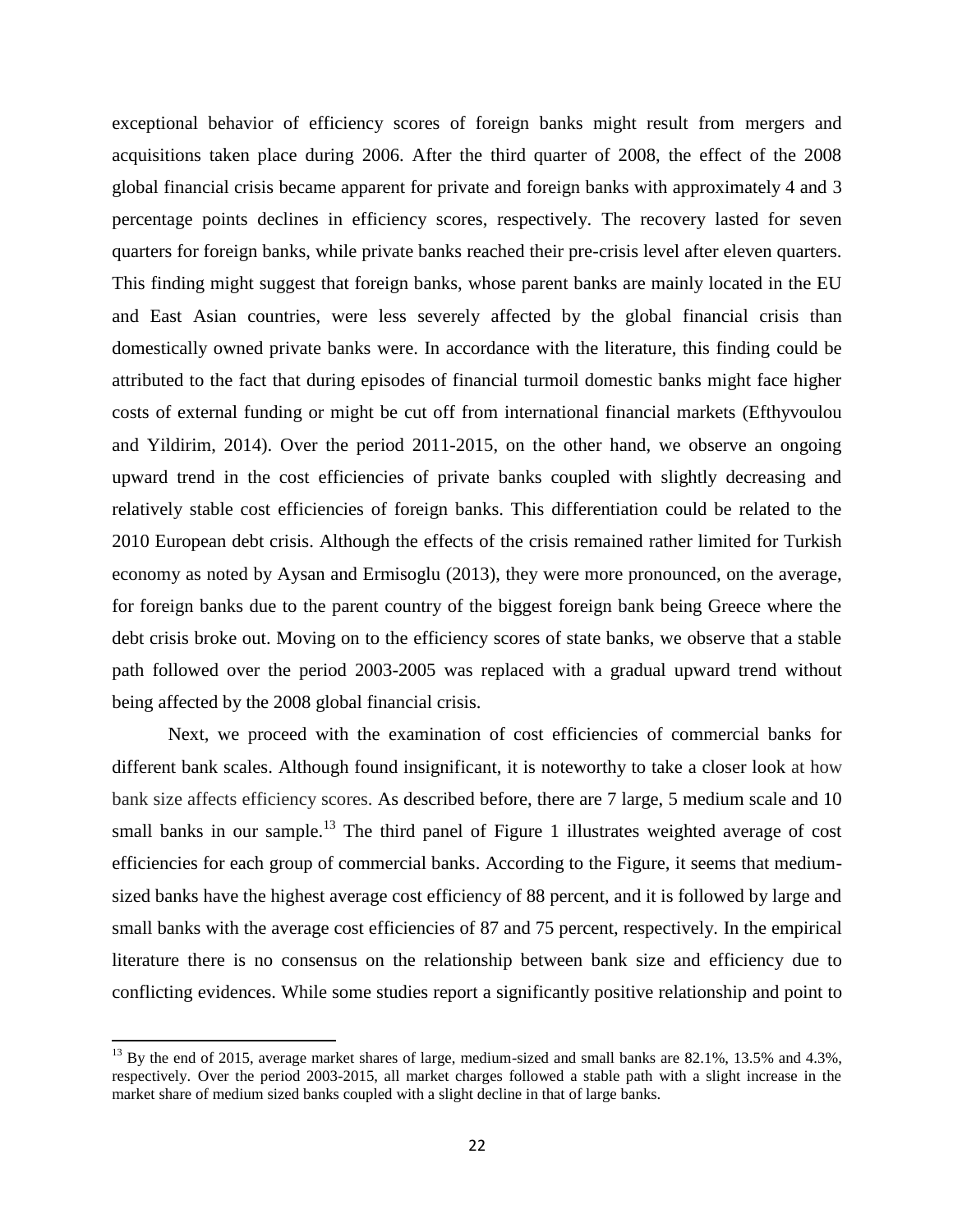exceptional behavior of efficiency scores of foreign banks might result from mergers and acquisitions taken place during 2006. After the third quarter of 2008, the effect of the 2008 global financial crisis became apparent for private and foreign banks with approximately 4 and 3 percentage points declines in efficiency scores, respectively. The recovery lasted for seven quarters for foreign banks, while private banks reached their pre-crisis level after eleven quarters. This finding might suggest that foreign banks, whose parent banks are mainly located in the EU and East Asian countries, were less severely affected by the global financial crisis than domestically owned private banks were. In accordance with the literature, this finding could be attributed to the fact that during episodes of financial turmoil domestic banks might face higher costs of external funding or might be cut off from international financial markets (Efthyvoulou and Yildirim, 2014). Over the period 2011-2015, on the other hand, we observe an ongoing upward trend in the cost efficiencies of private banks coupled with slightly decreasing and relatively stable cost efficiencies of foreign banks. This differentiation could be related to the 2010 European debt crisis. Although the effects of the crisis remained rather limited for Turkish economy as noted by Aysan and Ermisoglu (2013), they were more pronounced, on the average, for foreign banks due to the parent country of the biggest foreign bank being Greece where the debt crisis broke out. Moving on to the efficiency scores of state banks, we observe that a stable path followed over the period 2003-2005 was replaced with a gradual upward trend without being affected by the 2008 global financial crisis.

Next, we proceed with the examination of cost efficiencies of commercial banks for different bank scales. Although found insignificant, it is noteworthy to take a closer look at how bank size affects efficiency scores. As described before, there are 7 large, 5 medium scale and 10 small banks in our sample.[13] The third panel of Figure 1 illustrates weighted average of cost efficiencies for each group of commercial banks. According to the Figure, it seems that medium-sized banks have the highest average cost efficiency of 88 percent, and it is followed by large and small banks with the average cost efficiencies of 87 and 75 percent, respectively. In the empirical literature there is no consensus on the relationship between bank size and efficiency due to conflicting evidences. While some studies report a significantly positive relationship and point to

[13] By the end of 2015, average market shares of large, medium-sized and small banks are 82.1%, 13.5% and 4.3%, respectively. Over the period 2003-2015, all market charges followed a stable path with a slight increase in the market share of medium sized banks coupled with a slight decline in that of large banks.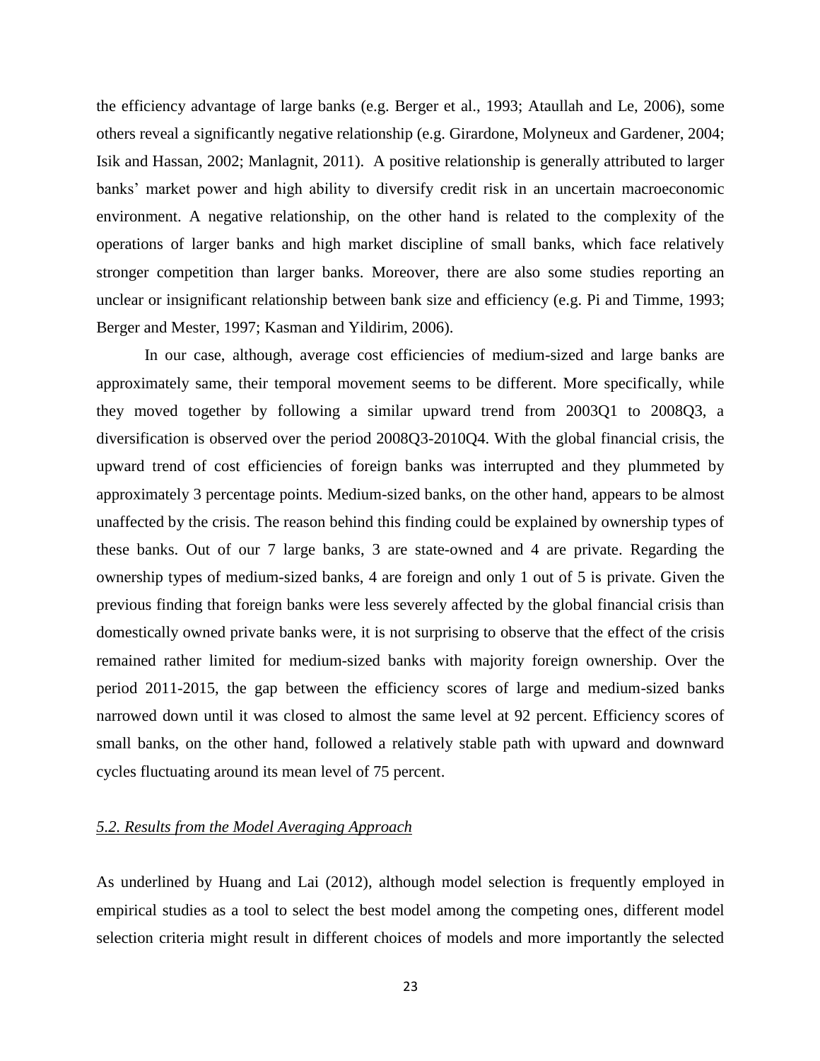the efficiency advantage of large banks (e.g. Berger et al., 1993; Ataullah and Le, 2006), some others reveal a significantly negative relationship (e.g. Girardone, Molyneux and Gardener, 2004; Isik and Hassan, 2002; Manlagnit, 2011). A positive relationship is generally attributed to larger banks' market power and high ability to diversify credit risk in an uncertain macroeconomic environment. A negative relationship, on the other hand is related to the complexity of the operations of larger banks and high market discipline of small banks, which face relatively stronger competition than larger banks. Moreover, there are also some studies reporting an unclear or insignificant relationship between bank size and efficiency (e.g. Pi and Timme, 1993; Berger and Mester, 1997; Kasman and Yildirim, 2006).

In our case, although, average cost efficiencies of medium-sized and large banks are approximately same, their temporal movement seems to be different. More specifically, while they moved together by following a similar upward trend from 2003Q1 to 2008Q3, a diversification is observed over the period 2008Q3-2010Q4. With the global financial crisis, the upward trend of cost efficiencies of foreign banks was interrupted and they plummeted by approximately 3 percentage points. Medium-sized banks, on the other hand, appears to be almost unaffected by the crisis. The reason behind this finding could be explained by ownership types of these banks. Out of our 7 large banks, 3 are state-owned and 4 are private. Regarding the ownership types of medium-sized banks, 4 are foreign and only 1 out of 5 is private. Given the previous finding that foreign banks were less severely affected by the global financial crisis than domestically owned private banks were, it is not surprising to observe that the effect of the crisis remained rather limited for medium-sized banks with majority foreign ownership. Over the period 2011-2015, the gap between the efficiency scores of large and medium-sized banks narrowed down until it was closed to almost the same level at 92 percent. Efficiency scores of small banks, on the other hand, followed a relatively stable path with upward and downward cycles fluctuating around its mean level of 75 percent.

### *5.2. Results from the Model Averaging Approach*

As underlined by Huang and Lai (2012), although model selection is frequently employed in empirical studies as a tool to select the best model among the competing ones, different model selection criteria might result in different choices of models and more importantly the selected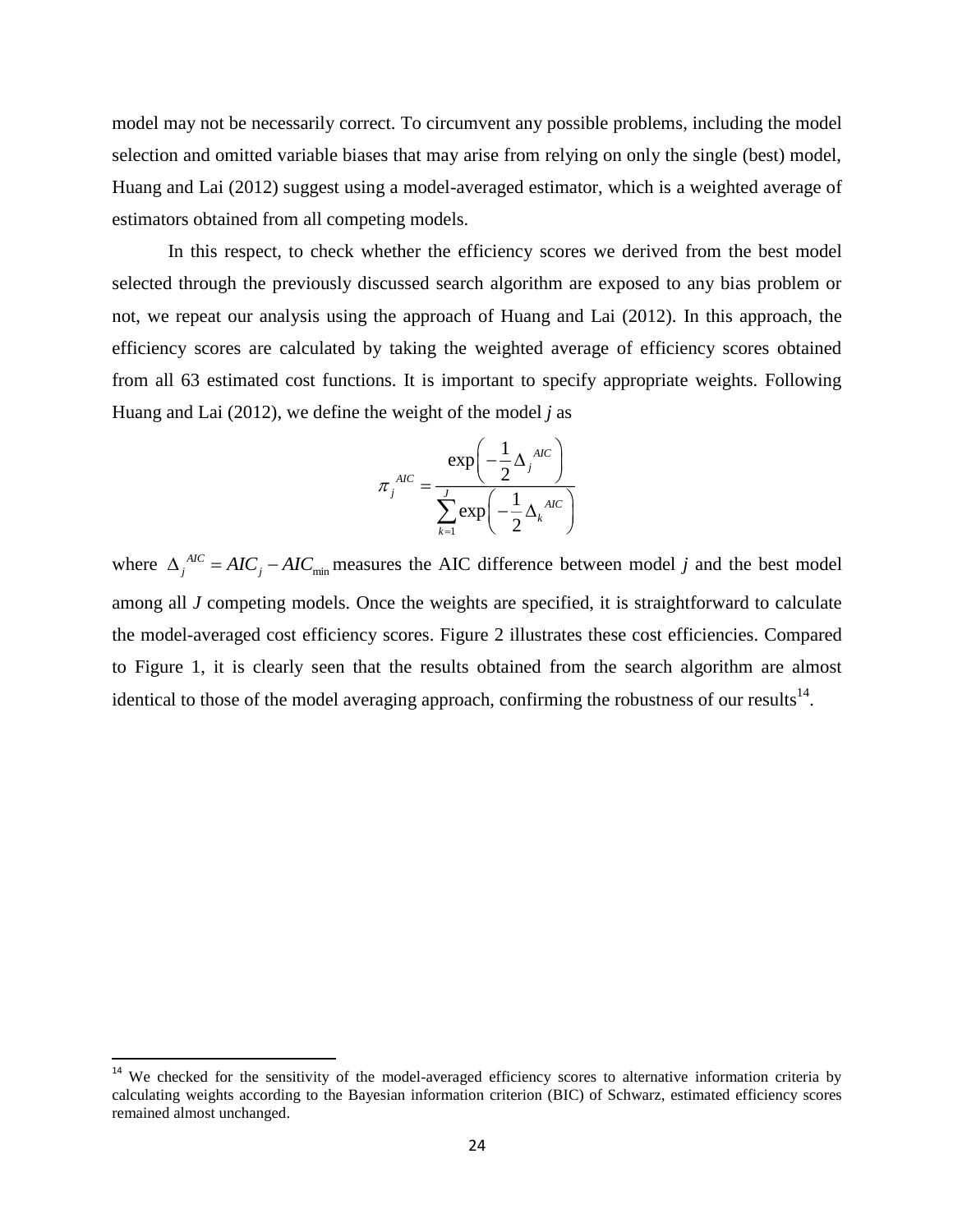model may not be necessarily correct. To circumvent any possible problems, including the model selection and omitted variable biases that may arise from relying on only the single (best) model, Huang and Lai (2012) suggest using a model-averaged estimator, which is a weighted average of estimators obtained from all competing models.

In this respect, to check whether the efficiency scores we derived from the best model selected through the previously discussed search algorithm are exposed to any bias problem or not, we repeat our analysis using the approach of Huang and Lai (2012). In this approach, the efficiency scores are calculated by taking the weighted average of efficiency scores obtained from all 63 estimated cost functions. It is important to specify appropriate weights. Following Huang and Lai (2012), we define the weight of the model *j* as

$$\pi_j^{AIC} = \frac{\exp\left(-\frac{1}{2}\Delta_j^{AIC}\right)}{\sum_{k=1}^{J}\exp\left(-\frac{1}{2}\Delta_k^{AIC}\right)}$$

where $\Delta_j^{AIC} = AIC_j - AIC_{\min}$ measures the AIC difference between model *j* and the best model among all *J* competing models. Once the weights are specified, it is straightforward to calculate the model-averaged cost efficiency scores. Figure 2 illustrates these cost efficiencies. Compared to Figure 1, it is clearly seen that the results obtained from the search algorithm are almost identical to those of the model averaging approach, confirming the robustness of our results[14].

[14] We checked for the sensitivity of the model-averaged efficiency scores to alternative information criteria by calculating weights according to the Bayesian information criterion (BIC) of Schwarz, estimated efficiency scores remained almost unchanged.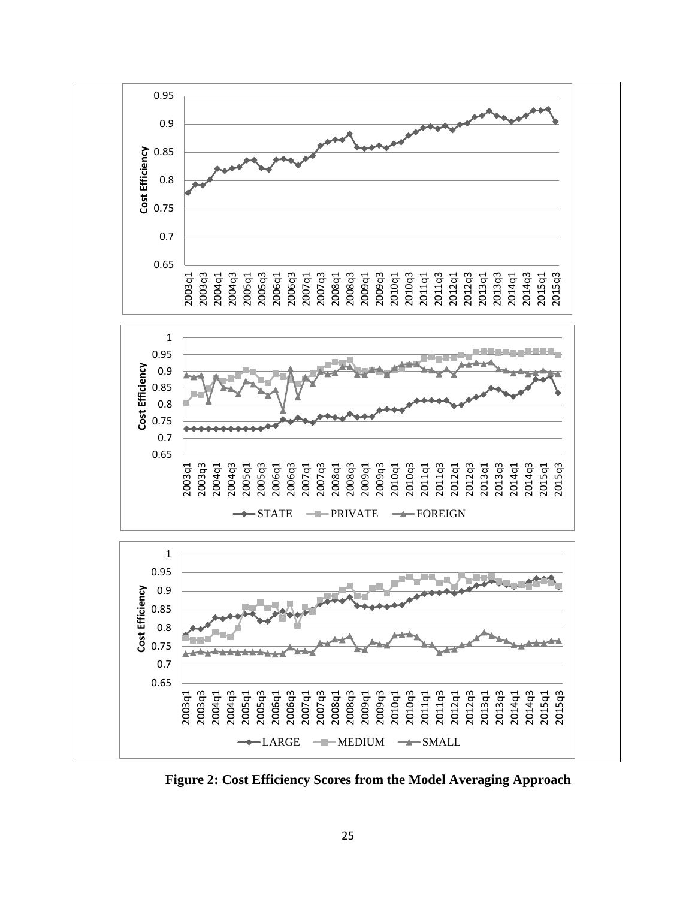**Figure 2: Cost Efficiency Scores from the Model Averaging Approach**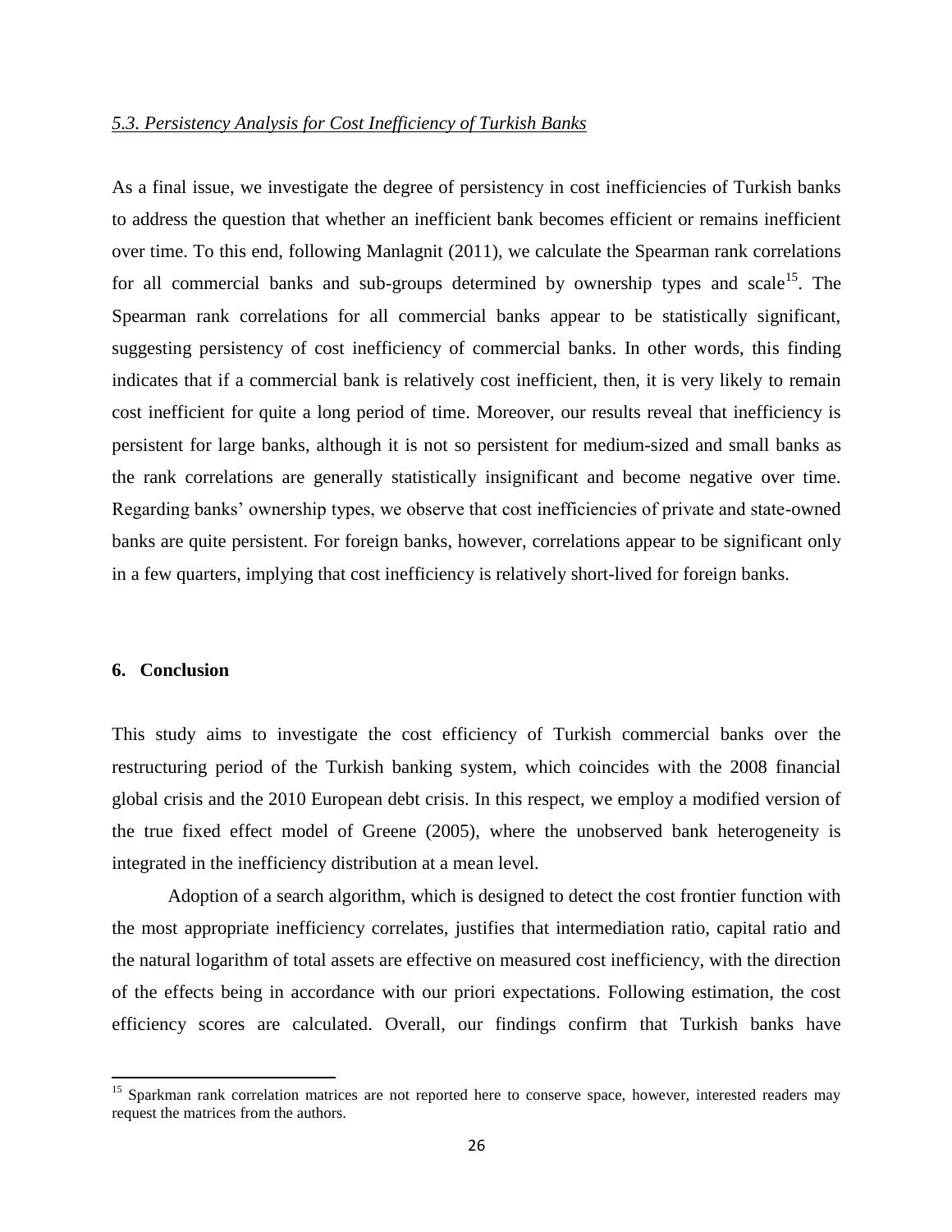### *5.3. Persistency Analysis for Cost Inefficiency of Turkish Banks*

As a final issue, we investigate the degree of persistency in cost inefficiencies of Turkish banks to address the question that whether an inefficient bank becomes efficient or remains inefficient over time. To this end, following Manlagnit (2011), we calculate the Spearman rank correlations for all commercial banks and sub-groups determined by ownership types and scale[15]. The Spearman rank correlations for all commercial banks appear to be statistically significant, suggesting persistency of cost inefficiency of commercial banks. In other words, this finding indicates that if a commercial bank is relatively cost inefficient, then, it is very likely to remain cost inefficient for quite a long period of time. Moreover, our results reveal that inefficiency is persistent for large banks, although it is not so persistent for medium-sized and small banks as the rank correlations are generally statistically insignificant and become negative over time. Regarding banks' ownership types, we observe that cost inefficiencies of private and state-owned banks are quite persistent. For foreign banks, however, correlations appear to be significant only in a few quarters, implying that cost inefficiency is relatively short-lived for foreign banks.

## 6. Conclusion

This study aims to investigate the cost efficiency of Turkish commercial banks over the restructuring period of the Turkish banking system, which coincides with the 2008 financial global crisis and the 2010 European debt crisis. In this respect, we employ a modified version of the true fixed effect model of Greene (2005), where the unobserved bank heterogeneity is integrated in the inefficiency distribution at a mean level.

Adoption of a search algorithm, which is designed to detect the cost frontier function with the most appropriate inefficiency correlates, justifies that intermediation ratio, capital ratio and the natural logarithm of total assets are effective on measured cost inefficiency, with the direction of the effects being in accordance with our priori expectations. Following estimation, the cost efficiency scores are calculated. Overall, our findings confirm that Turkish banks have

---

[15] Sparkman rank correlation matrices are not reported here to conserve space, however, interested readers may request the matrices from the authors.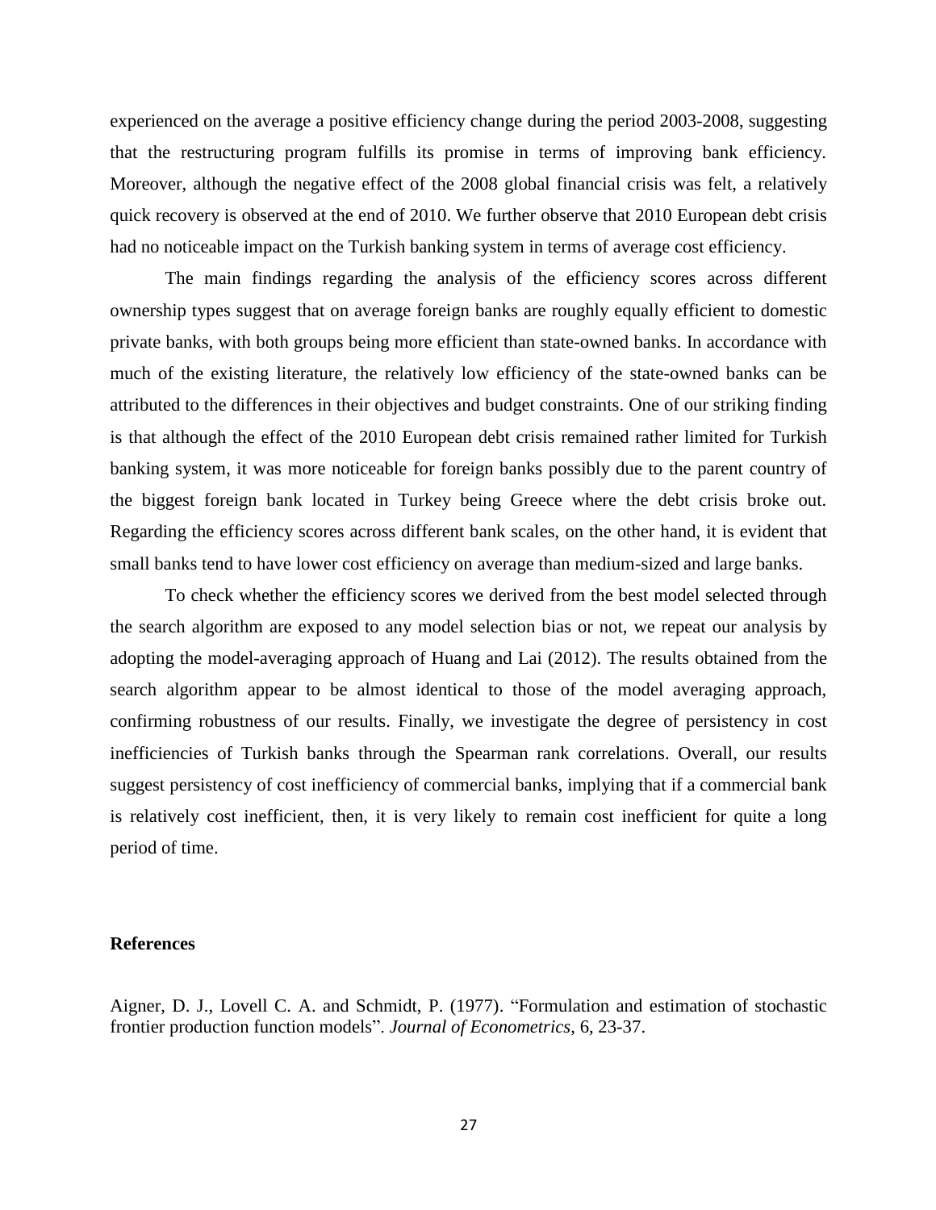experienced on the average a positive efficiency change during the period 2003-2008, suggesting that the restructuring program fulfills its promise in terms of improving bank efficiency. Moreover, although the negative effect of the 2008 global financial crisis was felt, a relatively quick recovery is observed at the end of 2010. We further observe that 2010 European debt crisis had no noticeable impact on the Turkish banking system in terms of average cost efficiency.

The main findings regarding the analysis of the efficiency scores across different ownership types suggest that on average foreign banks are roughly equally efficient to domestic private banks, with both groups being more efficient than state-owned banks. In accordance with much of the existing literature, the relatively low efficiency of the state-owned banks can be attributed to the differences in their objectives and budget constraints. One of our striking finding is that although the effect of the 2010 European debt crisis remained rather limited for Turkish banking system, it was more noticeable for foreign banks possibly due to the parent country of the biggest foreign bank located in Turkey being Greece where the debt crisis broke out. Regarding the efficiency scores across different bank scales, on the other hand, it is evident that small banks tend to have lower cost efficiency on average than medium-sized and large banks.

To check whether the efficiency scores we derived from the best model selected through the search algorithm are exposed to any model selection bias or not, we repeat our analysis by adopting the model-averaging approach of Huang and Lai (2012). The results obtained from the search algorithm appear to be almost identical to those of the model averaging approach, confirming robustness of our results. Finally, we investigate the degree of persistency in cost inefficiencies of Turkish banks through the Spearman rank correlations. Overall, our results suggest persistency of cost inefficiency of commercial banks, implying that if a commercial bank is relatively cost inefficient, then, it is very likely to remain cost inefficient for quite a long period of time.

## References

Aigner, D. J., Lovell C. A. and Schmidt, P. (1977). "Formulation and estimation of stochastic frontier production function models". *Journal of Econometrics*, 6, 23-37.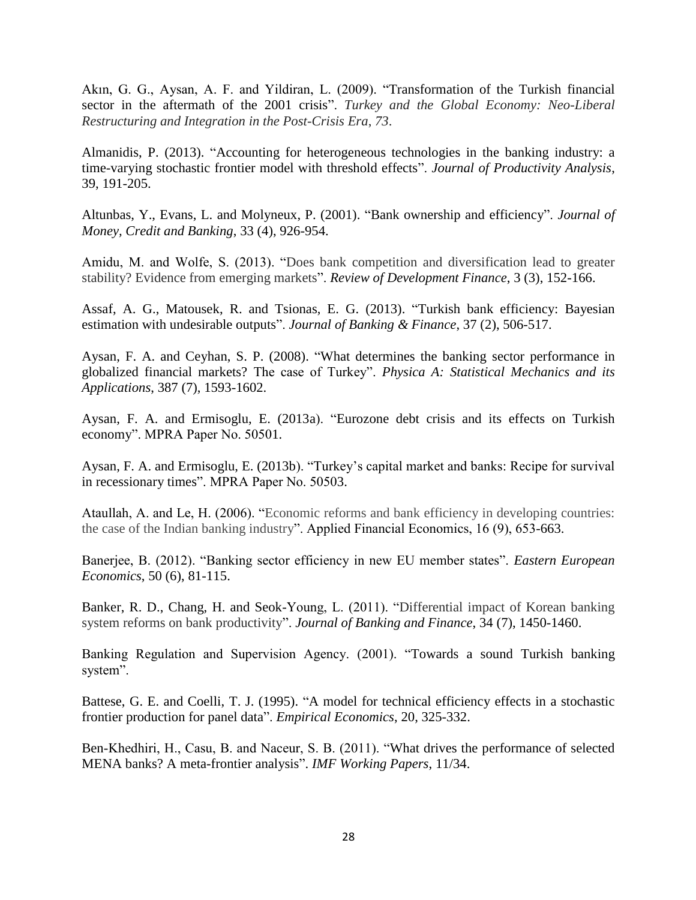Akın, G. G., Aysan, A. F. and Yildiran, L. (2009). "Transformation of the Turkish financial sector in the aftermath of the 2001 crisis". *Turkey and the Global Economy: Neo-Liberal Restructuring and Integration in the Post-Crisis Era*, *73*.

Almanidis, P. (2013). "Accounting for heterogeneous technologies in the banking industry: a time-varying stochastic frontier model with threshold effects". *Journal of Productivity Analysis*, 39, 191-205.

Altunbas, Y., Evans, L. and Molyneux, P. (2001). "Bank ownership and efficiency". *Journal of Money, Credit and Banking*, 33 (4), 926-954.

Amidu, M. and Wolfe, S. (2013). "Does bank competition and diversification lead to greater stability? Evidence from emerging markets". *Review of Development Finance*, 3 (3), 152-166.

Assaf, A. G., Matousek, R. and Tsionas, E. G. (2013). "Turkish bank efficiency: Bayesian estimation with undesirable outputs". *Journal of Banking & Finance*, 37 (2), 506-517.

Aysan, F. A. and Ceyhan, S. P. (2008). "What determines the banking sector performance in globalized financial markets? The case of Turkey". *Physica A: Statistical Mechanics and its Applications*, 387 (7), 1593-1602.

Aysan, F. A. and Ermisoglu, E. (2013a). "Eurozone debt crisis and its effects on Turkish economy". MPRA Paper No. 50501.

Aysan, F. A. and Ermisoglu, E. (2013b). "Turkey's capital market and banks: Recipe for survival in recessionary times". MPRA Paper No. 50503.

Ataullah, A. and Le, H. (2006). "Economic reforms and bank efficiency in developing countries: the case of the Indian banking industry". Applied Financial Economics, 16 (9), 653-663.

Banerjee, B. (2012). "Banking sector efficiency in new EU member states". *Eastern European Economics*, 50 (6), 81-115.

Banker, R. D., Chang, H. and Seok-Young, L. (2011). "Differential impact of Korean banking system reforms on bank productivity". *Journal of Banking and Finance*, 34 (7), 1450-1460.

Banking Regulation and Supervision Agency. (2001). "Towards a sound Turkish banking system".

Battese, G. E. and Coelli, T. J. (1995). "A model for technical efficiency effects in a stochastic frontier production for panel data". *Empirical Economics*, 20, 325-332.

Ben-Khedhiri, H., Casu, B. and Naceur, S. B. (2011). "What drives the performance of selected MENA banks? A meta-frontier analysis". *IMF Working Papers*, 11/34.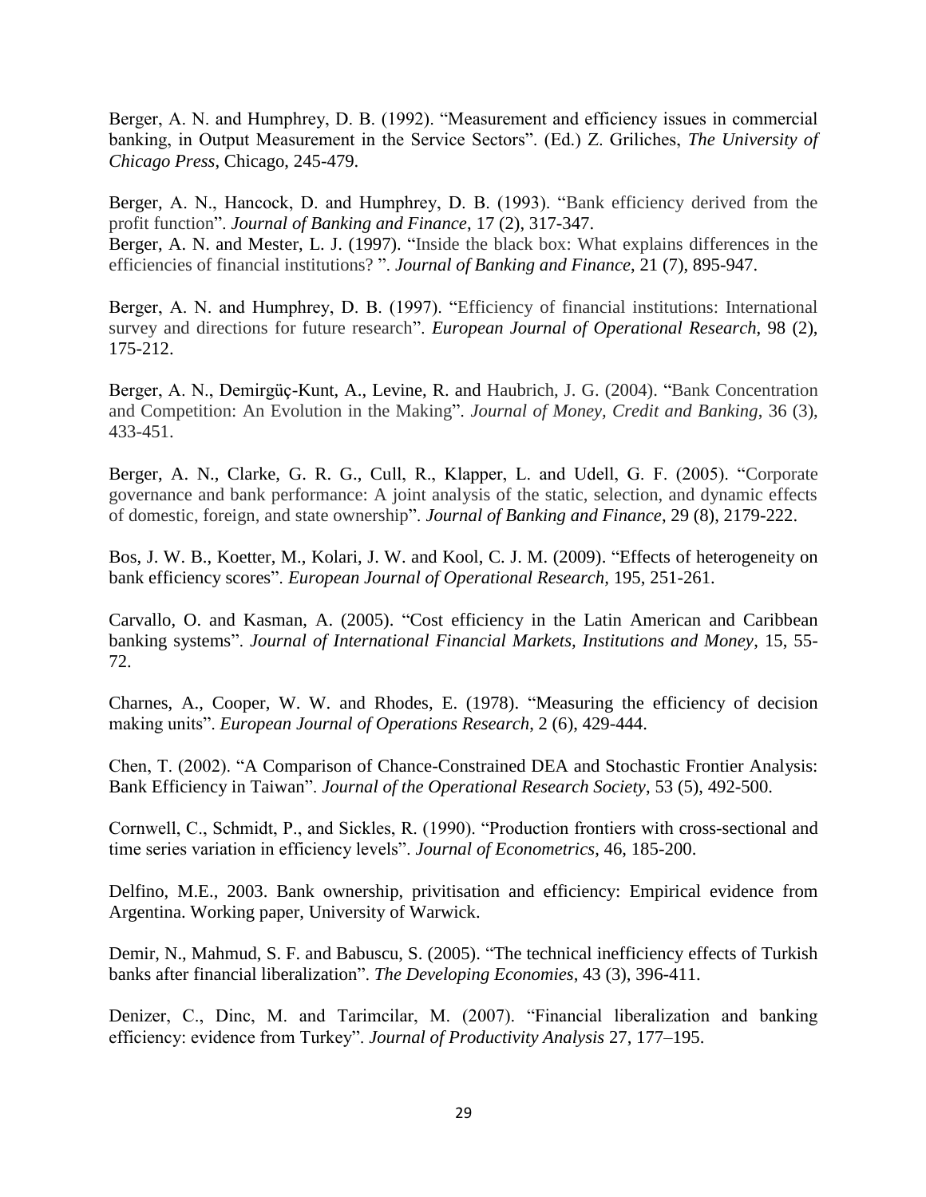Berger, A. N. and Humphrey, D. B. (1992). "Measurement and efficiency issues in commercial banking, in Output Measurement in the Service Sectors". (Ed.) Z. Griliches, *The University of Chicago Press*, Chicago, 245-479.

Berger, A. N., Hancock, D. and Humphrey, D. B. (1993). "Bank efficiency derived from the profit function". *Journal of Banking and Finance*, 17 (2), 317-347.

Berger, A. N. and Mester, L. J. (1997). "Inside the black box: What explains differences in the efficiencies of financial institutions? ". *Journal of Banking and Finance*, 21 (7), 895-947.

Berger, A. N. and Humphrey, D. B. (1997). "Efficiency of financial institutions: International survey and directions for future research". *European Journal of Operational Research*, 98 (2), 175-212.

Berger, A. N., Demirgüç-Kunt, A., Levine, R. and Haubrich, J. G. (2004). "Bank Concentration and Competition: An Evolution in the Making". *Journal of Money, Credit and Banking*, 36 (3), 433-451.

Berger, A. N., Clarke, G. R. G., Cull, R., Klapper, L. and Udell, G. F. (2005). "Corporate governance and bank performance: A joint analysis of the static, selection, and dynamic effects of domestic, foreign, and state ownership". *Journal of Banking and Finance*, 29 (8), 2179-222.

Bos, J. W. B., Koetter, M., Kolari, J. W. and Kool, C. J. M. (2009). "Effects of heterogeneity on bank efficiency scores". *European Journal of Operational Research*, 195, 251-261.

Carvallo, O. and Kasman, A. (2005). "Cost efficiency in the Latin American and Caribbean banking systems". *Journal of International Financial Markets, Institutions and Money*, 15, 55-72.

Charnes, A., Cooper, W. W. and Rhodes, E. (1978). "Measuring the efficiency of decision making units". *European Journal of Operations Research*, 2 (6), 429-444.

Chen, T. (2002). "A Comparison of Chance-Constrained DEA and Stochastic Frontier Analysis: Bank Efficiency in Taiwan". *Journal of the Operational Research Society*, 53 (5), 492-500.

Cornwell, C., Schmidt, P., and Sickles, R. (1990). "Production frontiers with cross-sectional and time series variation in efficiency levels". *Journal of Econometrics*, 46, 185-200.

Delfino, M.E., 2003. Bank ownership, privitisation and efficiency: Empirical evidence from Argentina. Working paper, University of Warwick.

Demir, N., Mahmud, S. F. and Babuscu, S. (2005). "The technical inefficiency effects of Turkish banks after financial liberalization". *The Developing Economies*, 43 (3), 396-411.

Denizer, C., Dinc, M. and Tarimcilar, M. (2007). "Financial liberalization and banking efficiency: evidence from Turkey". *Journal of Productivity Analysis* 27, 177–195.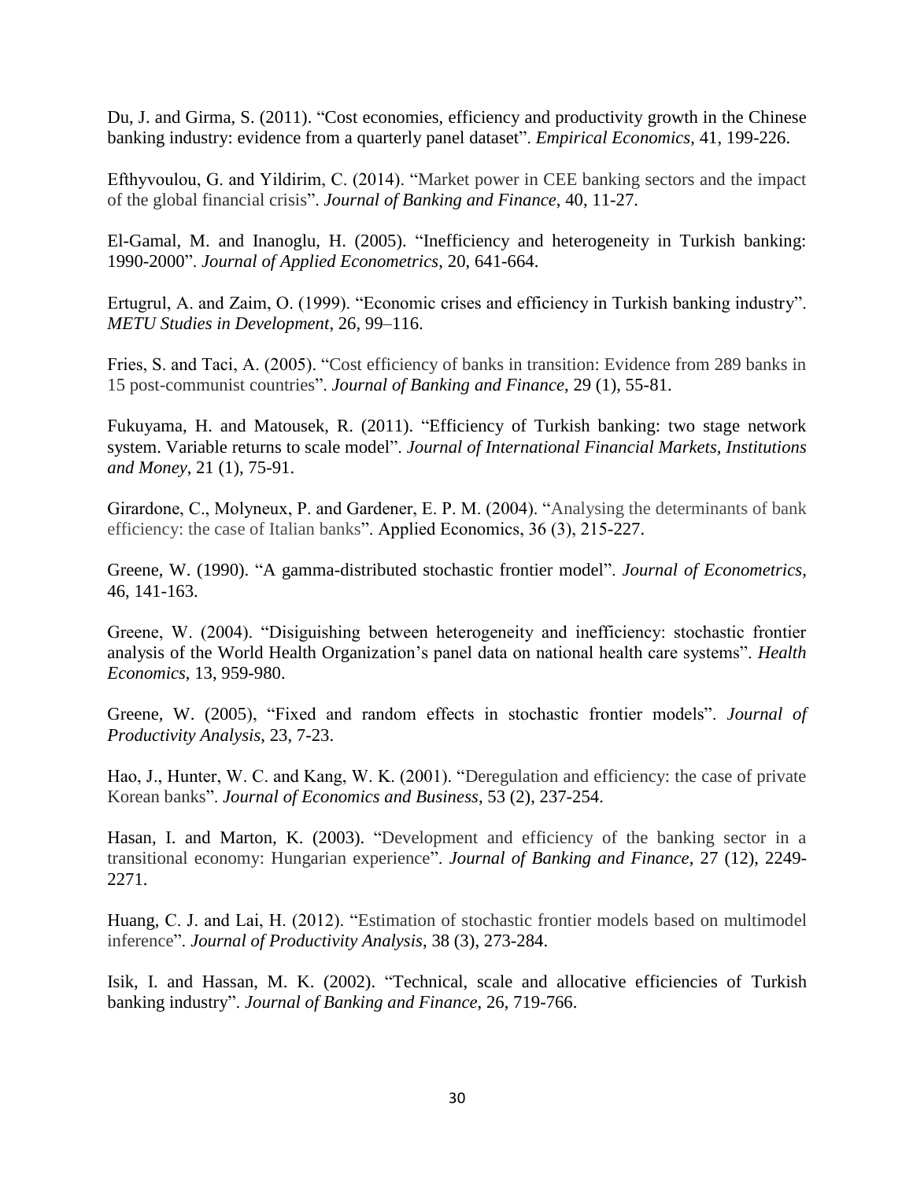Du, J. and Girma, S. (2011). "Cost economies, efficiency and productivity growth in the Chinese banking industry: evidence from a quarterly panel dataset". *Empirical Economics*, 41, 199-226.

Efthyvoulou, G. and Yildirim, C. (2014). "Market power in CEE banking sectors and the impact of the global financial crisis". *Journal of Banking and Finance*, 40, 11-27.

El-Gamal, M. and Inanoglu, H. (2005). "Inefficiency and heterogeneity in Turkish banking: 1990-2000". *Journal of Applied Econometrics*, 20, 641-664.

Ertugrul, A. and Zaim, O. (1999). "Economic crises and efficiency in Turkish banking industry". *METU Studies in Development*, 26, 99–116.

Fries, S. and Taci, A. (2005). "Cost efficiency of banks in transition: Evidence from 289 banks in 15 post-communist countries". *Journal of Banking and Finance*, 29 (1), 55-81.

Fukuyama, H. and Matousek, R. (2011). "Efficiency of Turkish banking: two stage network system. Variable returns to scale model". *Journal of International Financial Markets, Institutions and Money*, 21 (1), 75-91.

Girardone, C., Molyneux, P. and Gardener, E. P. M. (2004). "Analysing the determinants of bank efficiency: the case of Italian banks". Applied Economics, 36 (3), 215-227.

Greene, W. (1990). "A gamma-distributed stochastic frontier model". *Journal of Econometrics*, 46, 141-163.

Greene, W. (2004). "Disiguishing between heterogeneity and inefficiency: stochastic frontier analysis of the World Health Organization's panel data on national health care systems". *Health Economics*, 13, 959-980.

Greene, W. (2005), "Fixed and random effects in stochastic frontier models". *Journal of Productivity Analysis*, 23, 7-23.

Hao, J., Hunter, W. C. and Kang, W. K. (2001). "Deregulation and efficiency: the case of private Korean banks". *Journal of Economics and Business*, 53 (2), 237-254.

Hasan, I. and Marton, K. (2003). "Development and efficiency of the banking sector in a transitional economy: Hungarian experience". *Journal of Banking and Finance*, 27 (12), 2249-2271.

Huang, C. J. and Lai, H. (2012). "Estimation of stochastic frontier models based on multimodel inference". *Journal of Productivity Analysis*, 38 (3), 273-284.

Isik, I. and Hassan, M. K. (2002). "Technical, scale and allocative efficiencies of Turkish banking industry". *Journal of Banking and Finance*, 26, 719-766.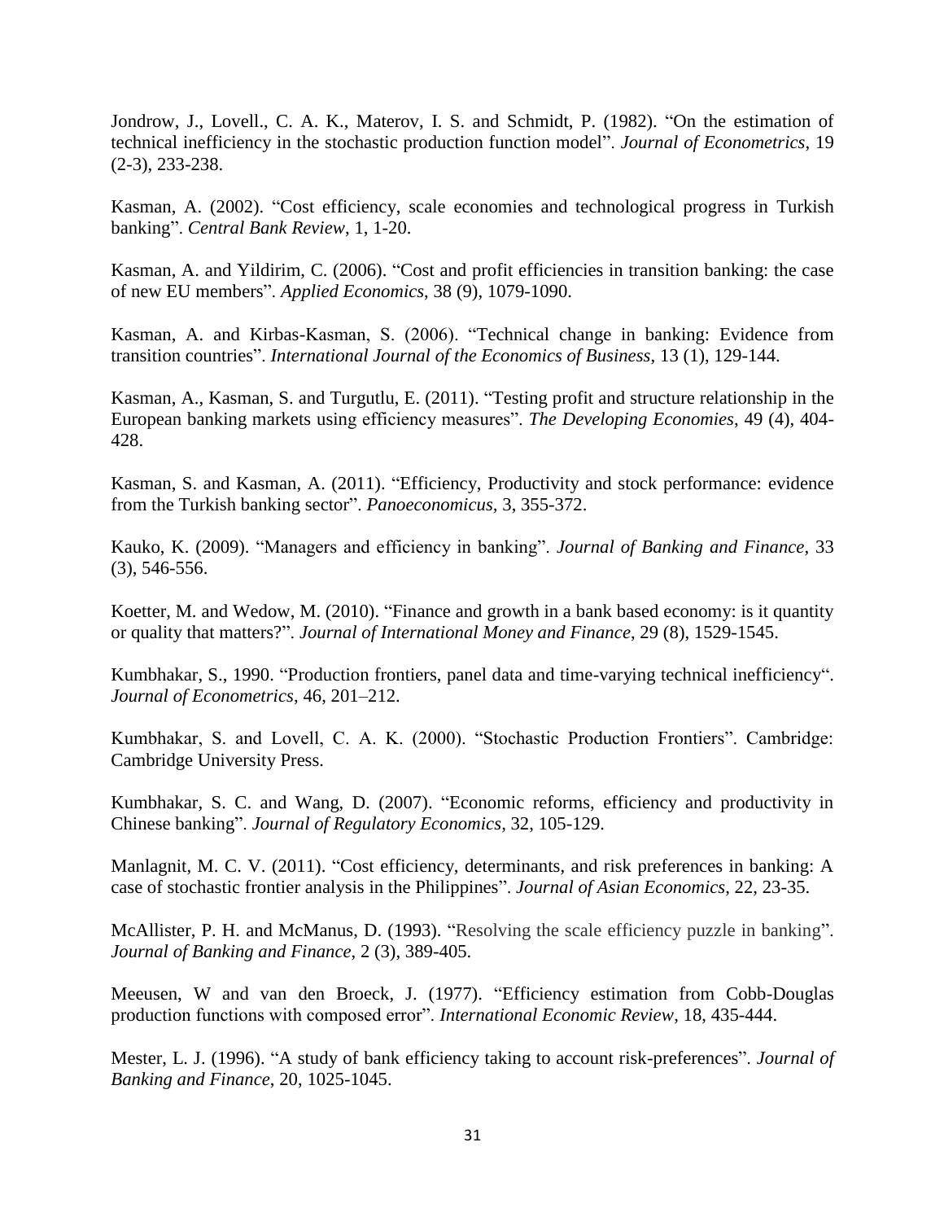Jondrow, J., Lovell., C. A. K., Materov, I. S. and Schmidt, P. (1982). "On the estimation of technical inefficiency in the stochastic production function model". *Journal of Econometrics*, 19 (2-3), 233-238.

Kasman, A. (2002). "Cost efficiency, scale economies and technological progress in Turkish banking". *Central Bank Review*, 1, 1-20.

Kasman, A. and Yildirim, C. (2006). "Cost and profit efficiencies in transition banking: the case of new EU members". *Applied Economics*, 38 (9), 1079-1090.

Kasman, A. and Kirbas-Kasman, S. (2006). "Technical change in banking: Evidence from transition countries". *International Journal of the Economics of Business*, 13 (1), 129-144.

Kasman, A., Kasman, S. and Turgutlu, E. (2011). "Testing profit and structure relationship in the European banking markets using efficiency measures". *The Developing Economies*, 49 (4), 404-428.

Kasman, S. and Kasman, A. (2011). "Efficiency, Productivity and stock performance: evidence from the Turkish banking sector". *Panoeconomicus*, 3, 355-372.

Kauko, K. (2009). "Managers and efficiency in banking". *Journal of Banking and Finance*, 33 (3), 546-556.

Koetter, M. and Wedow, M. (2010). "Finance and growth in a bank based economy: is it quantity or quality that matters?". *Journal of International Money and Finance*, 29 (8), 1529-1545.

Kumbhakar, S., 1990. "Production frontiers, panel data and time-varying technical inefficiency". *Journal of Econometrics*, 46, 201–212.

Kumbhakar, S. and Lovell, C. A. K. (2000). "Stochastic Production Frontiers". Cambridge: Cambridge University Press.

Kumbhakar, S. C. and Wang, D. (2007). "Economic reforms, efficiency and productivity in Chinese banking". *Journal of Regulatory Economics*, 32, 105-129.

Manlagnit, M. C. V. (2011). "Cost efficiency, determinants, and risk preferences in banking: A case of stochastic frontier analysis in the Philippines". *Journal of Asian Economics*, 22, 23-35.

McAllister, P. H. and McManus, D. (1993). "Resolving the scale efficiency puzzle in banking". *Journal of Banking and Finance*, 2 (3), 389-405.

Meeusen, W and van den Broeck, J. (1977). "Efficiency estimation from Cobb-Douglas production functions with composed error". *International Economic Review*, 18, 435-444.

Mester, L. J. (1996). "A study of bank efficiency taking to account risk-preferences". *Journal of Banking and Finance*, 20, 1025-1045.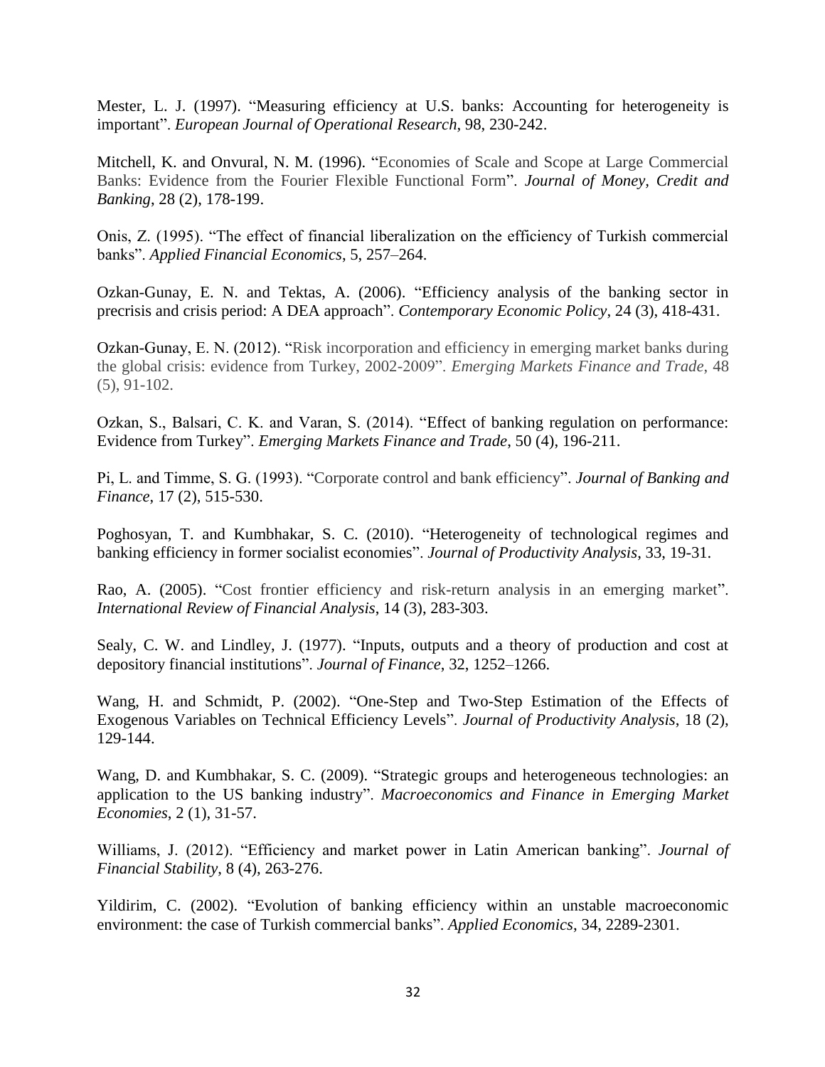Mester, L. J. (1997). "Measuring efficiency at U.S. banks: Accounting for heterogeneity is important". *European Journal of Operational Research*, 98, 230-242.

Mitchell, K. and Onvural, N. M. (1996). "Economies of Scale and Scope at Large Commercial Banks: Evidence from the Fourier Flexible Functional Form". *Journal of Money, Credit and Banking*, 28 (2), 178-199.

Onis, Z. (1995). "The effect of financial liberalization on the efficiency of Turkish commercial banks". *Applied Financial Economics*, 5, 257–264.

Ozkan-Gunay, E. N. and Tektas, A. (2006). "Efficiency analysis of the banking sector in precrisis and crisis period: A DEA approach". *Contemporary Economic Policy*, 24 (3), 418-431.

Ozkan-Gunay, E. N. (2012). "Risk incorporation and efficiency in emerging market banks during the global crisis: evidence from Turkey, 2002-2009". *Emerging Markets Finance and Trade*, 48 (5), 91-102.

Ozkan, S., Balsari, C. K. and Varan, S. (2014). "Effect of banking regulation on performance: Evidence from Turkey". *Emerging Markets Finance and Trade*, 50 (4), 196-211.

Pi, L. and Timme, S. G. (1993). "Corporate control and bank efficiency". *Journal of Banking and Finance*, 17 (2), 515-530.

Poghosyan, T. and Kumbhakar, S. C. (2010). "Heterogeneity of technological regimes and banking efficiency in former socialist economies". *Journal of Productivity Analysis*, 33, 19-31.

Rao, A. (2005). "Cost frontier efficiency and risk-return analysis in an emerging market". *International Review of Financial Analysis*, 14 (3), 283-303.

Sealy, C. W. and Lindley, J. (1977). "Inputs, outputs and a theory of production and cost at depository financial institutions". *Journal of Finance*, 32, 1252–1266.

Wang, H. and Schmidt, P. (2002). "One-Step and Two-Step Estimation of the Effects of Exogenous Variables on Technical Efficiency Levels". *Journal of Productivity Analysis*, 18 (2), 129-144.

Wang, D. and Kumbhakar, S. C. (2009). "Strategic groups and heterogeneous technologies: an application to the US banking industry". *Macroeconomics and Finance in Emerging Market Economies*, 2 (1), 31-57.

Williams, J. (2012). "Efficiency and market power in Latin American banking". *Journal of Financial Stability*, 8 (4), 263-276.

Yildirim, C. (2002). "Evolution of banking efficiency within an unstable macroeconomic environment: the case of Turkish commercial banks". *Applied Economics*, 34, 2289-2301.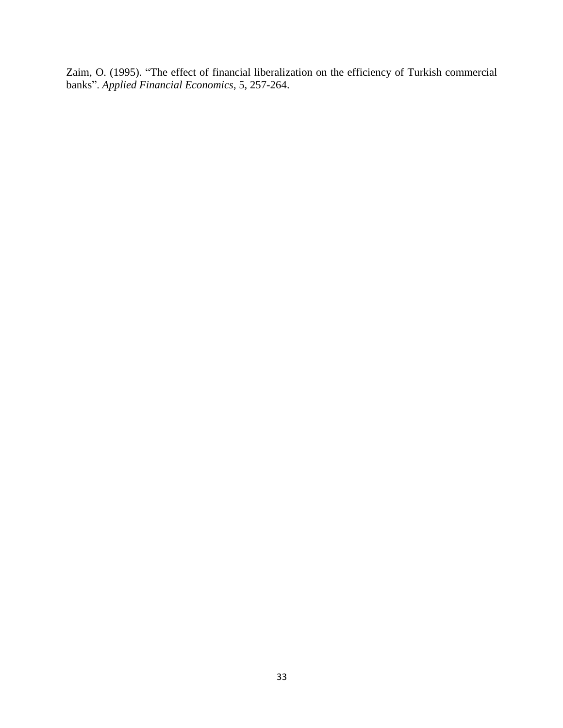Zaim, O. (1995). "The effect of financial liberalization on the efficiency of Turkish commercial banks". *Applied Financial Economics*, 5, 257-264.